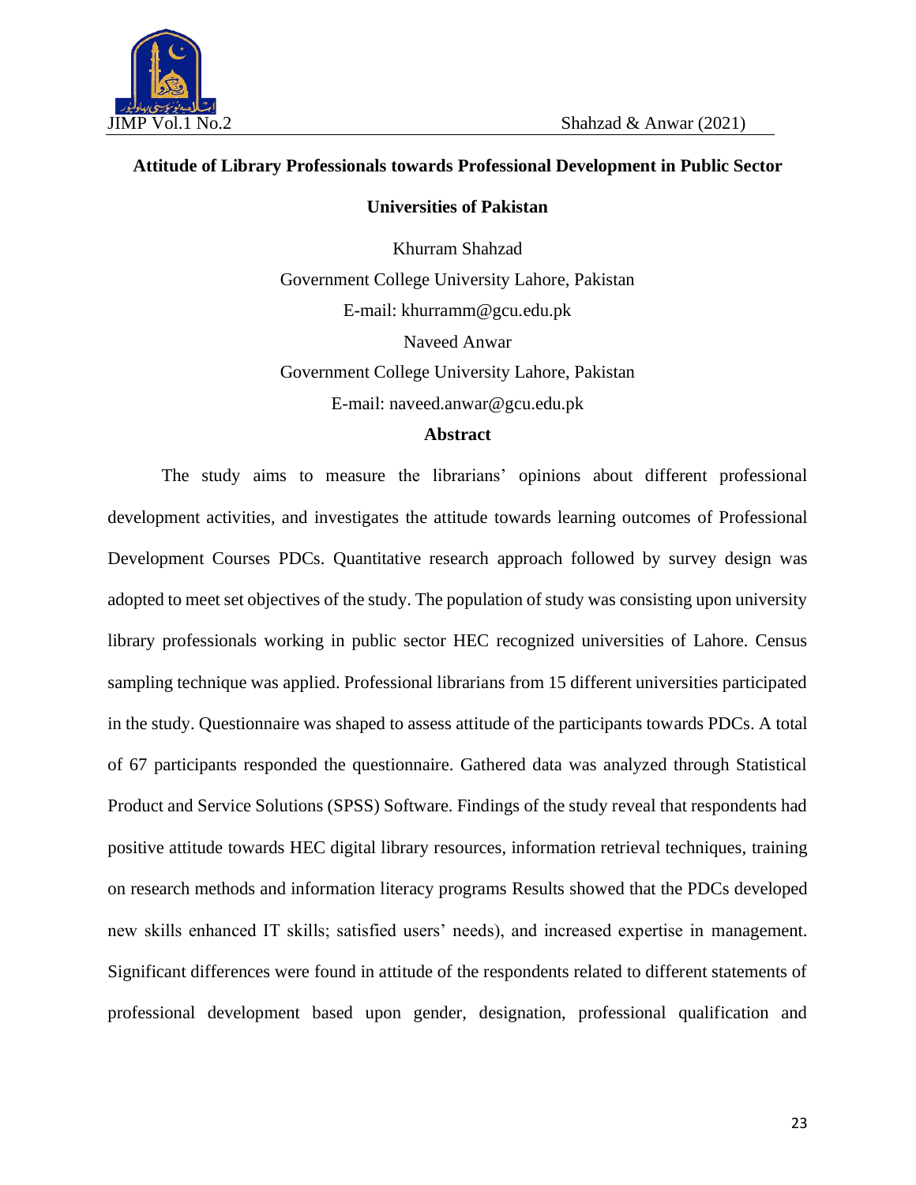# Attitude of Library Professionals towards Professional Development in Public Sector Universities of Pakistan

Khurram Shahzad

Government College University Lahore, Pakistan

E-mail: khurramm@gcu.edu.pk

Naveed Anwar

Government College University Lahore, Pakistan

E-mail: naveed.anwar@gcu.edu.pk

## Abstract

The study aims to measure the librarians' opinions about different professional development activities, and investigates the attitude towards learning outcomes of Professional Development Courses PDCs. Quantitative research approach followed by survey design was adopted to meet set objectives of the study. The population of study was consisting upon university library professionals working in public sector HEC recognized universities of Lahore. Census sampling technique was applied. Professional librarians from 15 different universities participated in the study. Questionnaire was shaped to assess attitude of the participants towards PDCs. A total of 67 participants responded the questionnaire. Gathered data was analyzed through Statistical Product and Service Solutions (SPSS) Software. Findings of the study reveal that respondents had positive attitude towards HEC digital library resources, information retrieval techniques, training on research methods and information literacy programs Results showed that the PDCs developed new skills enhanced IT skills; satisfied users' needs), and increased expertise in management. Significant differences were found in attitude of the respondents related to different statements of professional development based upon gender, designation, professional qualification and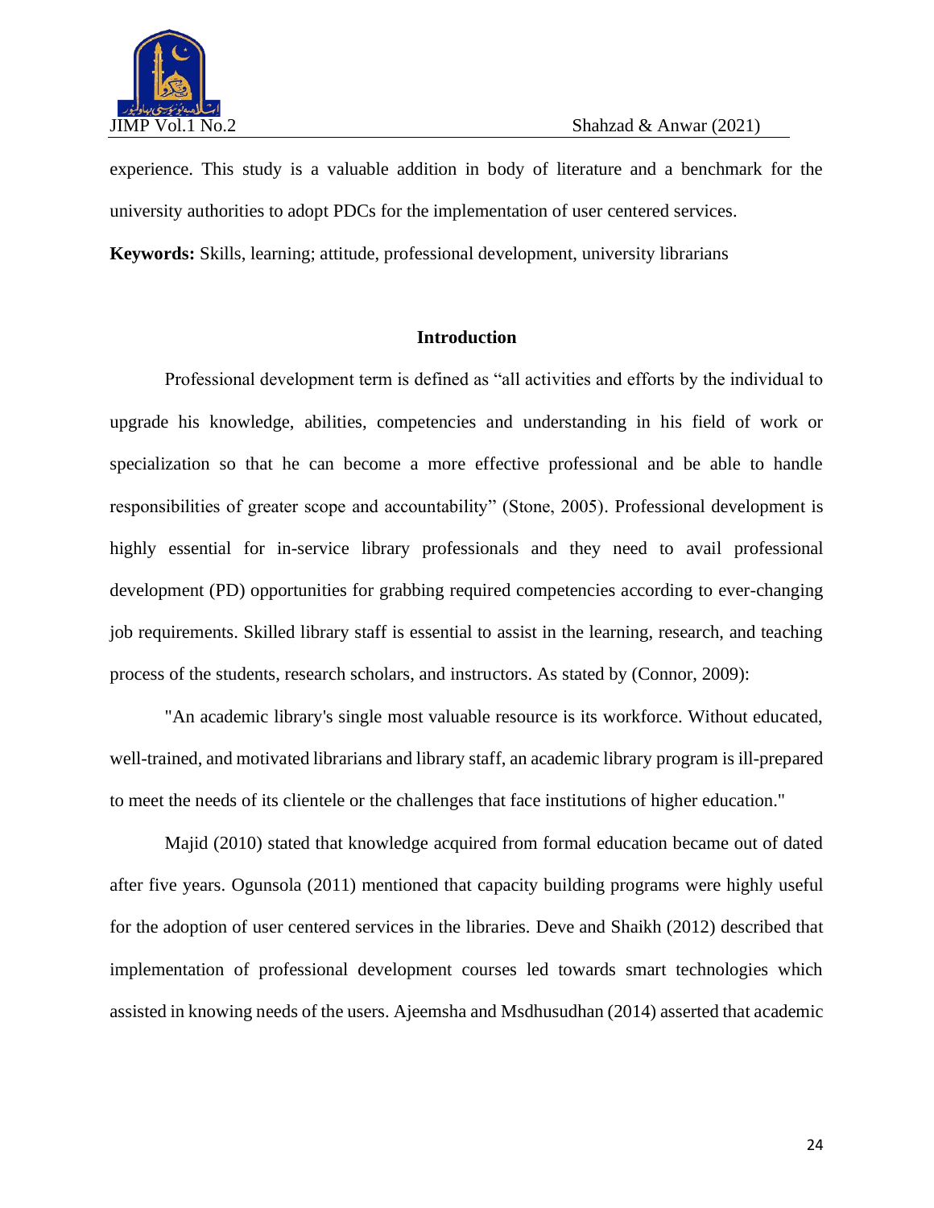experience. This study is a valuable addition in body of literature and a benchmark for the university authorities to adopt PDCs for the implementation of user centered services.

**Keywords:** Skills, learning; attitude, professional development, university librarians

## Introduction

Professional development term is defined as "all activities and efforts by the individual to upgrade his knowledge, abilities, competencies and understanding in his field of work or specialization so that he can become a more effective professional and be able to handle responsibilities of greater scope and accountability" (Stone, 2005). Professional development is highly essential for in-service library professionals and they need to avail professional development (PD) opportunities for grabbing required competencies according to ever-changing job requirements. Skilled library staff is essential to assist in the learning, research, and teaching process of the students, research scholars, and instructors. As stated by (Connor, 2009):

"An academic library's single most valuable resource is its workforce. Without educated, well-trained, and motivated librarians and library staff, an academic library program is ill-prepared to meet the needs of its clientele or the challenges that face institutions of higher education."

Majid (2010) stated that knowledge acquired from formal education became out of dated after five years. Ogunsola (2011) mentioned that capacity building programs were highly useful for the adoption of user centered services in the libraries. Deve and Shaikh (2012) described that implementation of professional development courses led towards smart technologies which assisted in knowing needs of the users. Ajeemsha and Msdhusudhan (2014) asserted that academic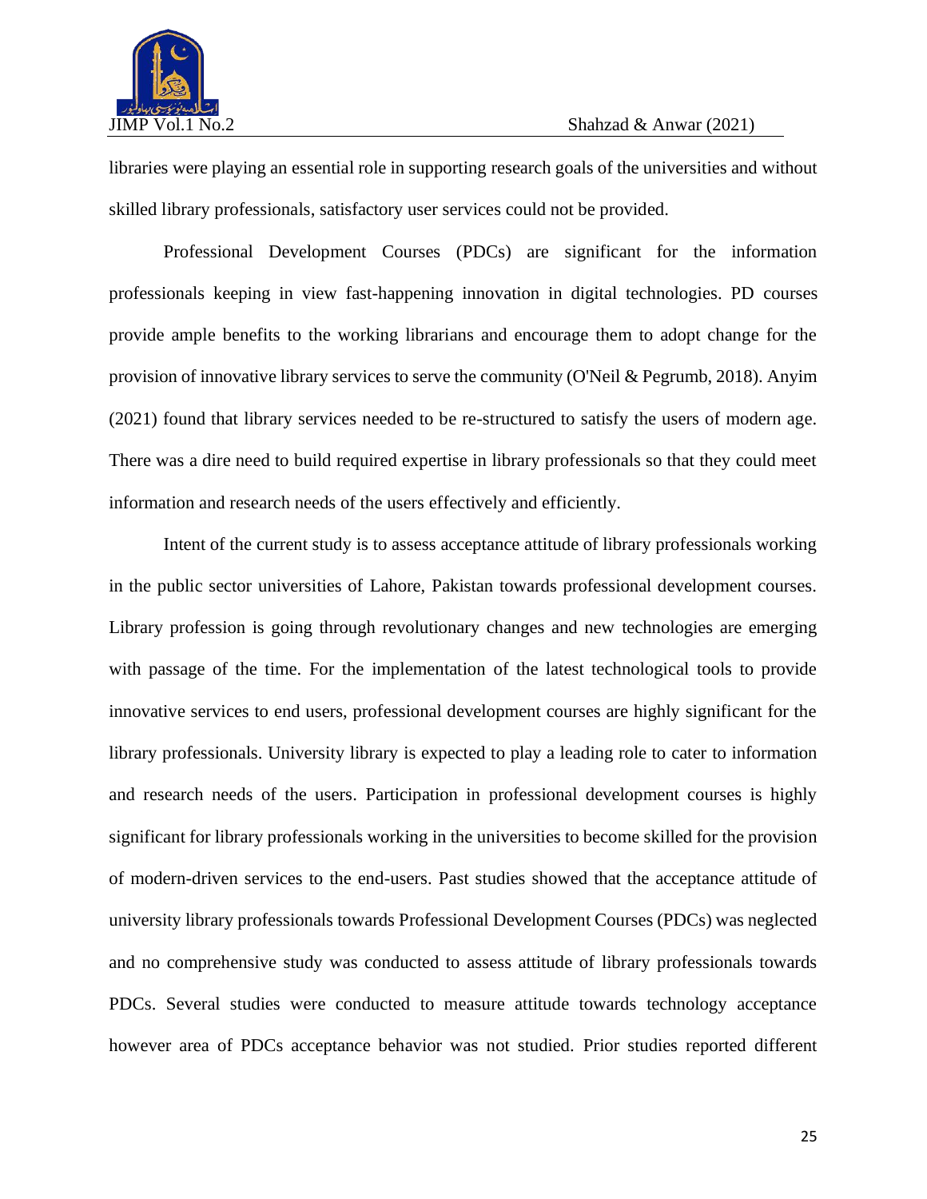libraries were playing an essential role in supporting research goals of the universities and without skilled library professionals, satisfactory user services could not be provided.

Professional Development Courses (PDCs) are significant for the information professionals keeping in view fast-happening innovation in digital technologies. PD courses provide ample benefits to the working librarians and encourage them to adopt change for the provision of innovative library services to serve the community (O'Neil & Pegrumb, 2018). Anyim (2021) found that library services needed to be re-structured to satisfy the users of modern age. There was a dire need to build required expertise in library professionals so that they could meet information and research needs of the users effectively and efficiently.

Intent of the current study is to assess acceptance attitude of library professionals working in the public sector universities of Lahore, Pakistan towards professional development courses. Library profession is going through revolutionary changes and new technologies are emerging with passage of the time. For the implementation of the latest technological tools to provide innovative services to end users, professional development courses are highly significant for the library professionals. University library is expected to play a leading role to cater to information and research needs of the users. Participation in professional development courses is highly significant for library professionals working in the universities to become skilled for the provision of modern-driven services to the end-users. Past studies showed that the acceptance attitude of university library professionals towards Professional Development Courses (PDCs) was neglected and no comprehensive study was conducted to assess attitude of library professionals towards PDCs. Several studies were conducted to measure attitude towards technology acceptance however area of PDCs acceptance behavior was not studied. Prior studies reported different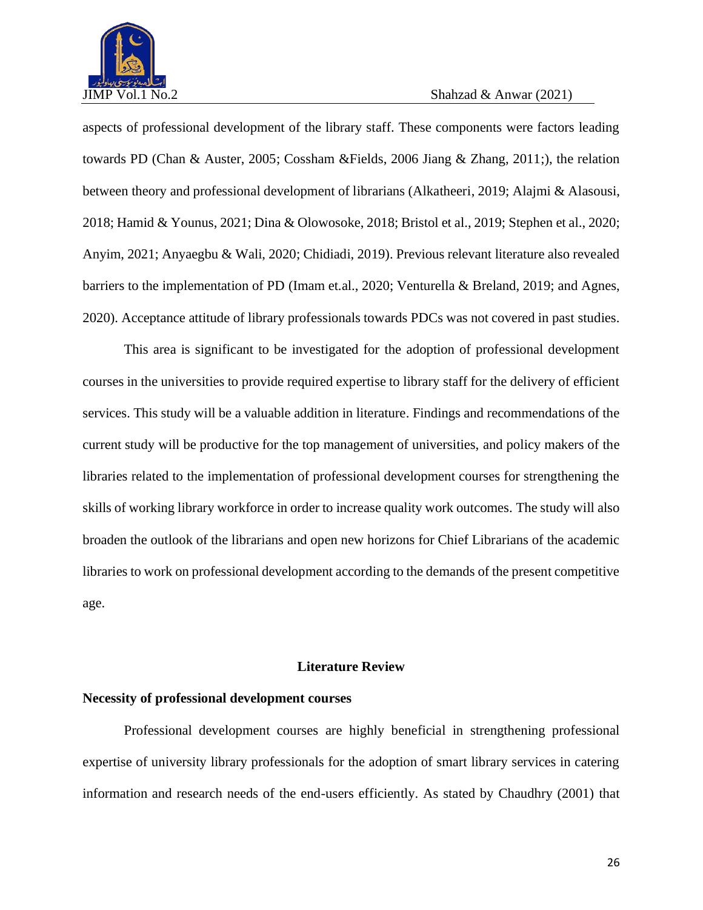aspects of professional development of the library staff. These components were factors leading towards PD (Chan & Auster, 2005; Cossham &Fields, 2006 Jiang & Zhang, 2011;), the relation between theory and professional development of librarians (Alkatheeri, 2019; Alajmi & Alasousi, 2018; Hamid & Younus, 2021; Dina & Olowosoke, 2018; Bristol et al., 2019; Stephen et al., 2020; Anyim, 2021; Anyaegbu & Wali, 2020; Chidiadi, 2019). Previous relevant literature also revealed barriers to the implementation of PD (Imam et.al., 2020; Venturella & Breland, 2019; and Agnes, 2020). Acceptance attitude of library professionals towards PDCs was not covered in past studies.

This area is significant to be investigated for the adoption of professional development courses in the universities to provide required expertise to library staff for the delivery of efficient services. This study will be a valuable addition in literature. Findings and recommendations of the current study will be productive for the top management of universities, and policy makers of the libraries related to the implementation of professional development courses for strengthening the skills of working library workforce in order to increase quality work outcomes. The study will also broaden the outlook of the librarians and open new horizons for Chief Librarians of the academic libraries to work on professional development according to the demands of the present competitive age.

## Literature Review

### Necessity of professional development courses

Professional development courses are highly beneficial in strengthening professional expertise of university library professionals for the adoption of smart library services in catering information and research needs of the end-users efficiently. As stated by Chaudhry (2001) that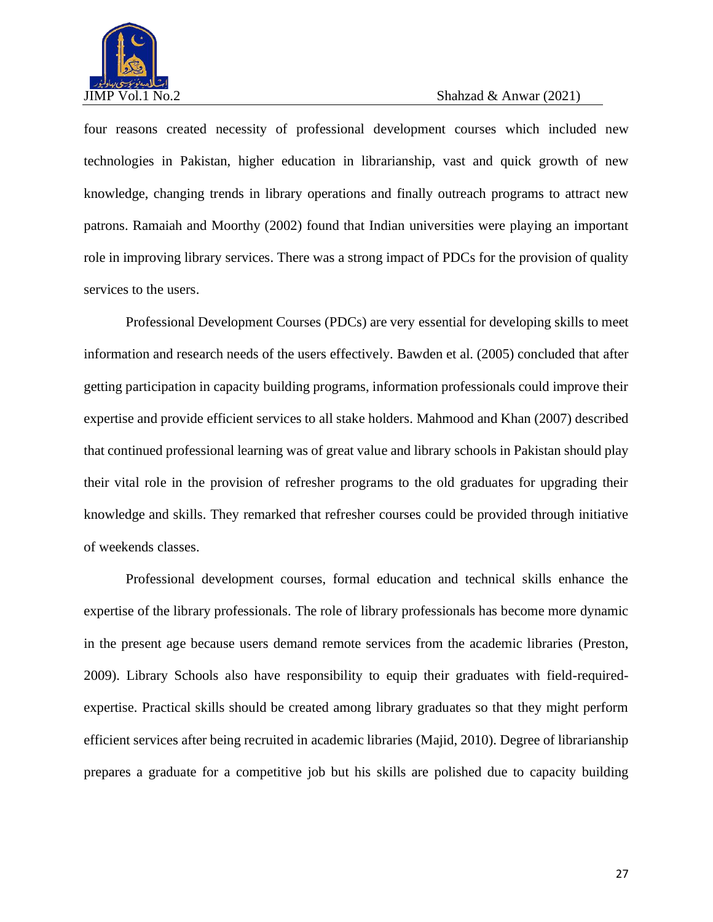four reasons created necessity of professional development courses which included new technologies in Pakistan, higher education in librarianship, vast and quick growth of new knowledge, changing trends in library operations and finally outreach programs to attract new patrons. Ramaiah and Moorthy (2002) found that Indian universities were playing an important role in improving library services. There was a strong impact of PDCs for the provision of quality services to the users.

Professional Development Courses (PDCs) are very essential for developing skills to meet information and research needs of the users effectively. Bawden et al. (2005) concluded that after getting participation in capacity building programs, information professionals could improve their expertise and provide efficient services to all stake holders. Mahmood and Khan (2007) described that continued professional learning was of great value and library schools in Pakistan should play their vital role in the provision of refresher programs to the old graduates for upgrading their knowledge and skills. They remarked that refresher courses could be provided through initiative of weekends classes.

Professional development courses, formal education and technical skills enhance the expertise of the library professionals. The role of library professionals has become more dynamic in the present age because users demand remote services from the academic libraries (Preston, 2009). Library Schools also have responsibility to equip their graduates with field-required-expertise. Practical skills should be created among library graduates so that they might perform efficient services after being recruited in academic libraries (Majid, 2010). Degree of librarianship prepares a graduate for a competitive job but his skills are polished due to capacity building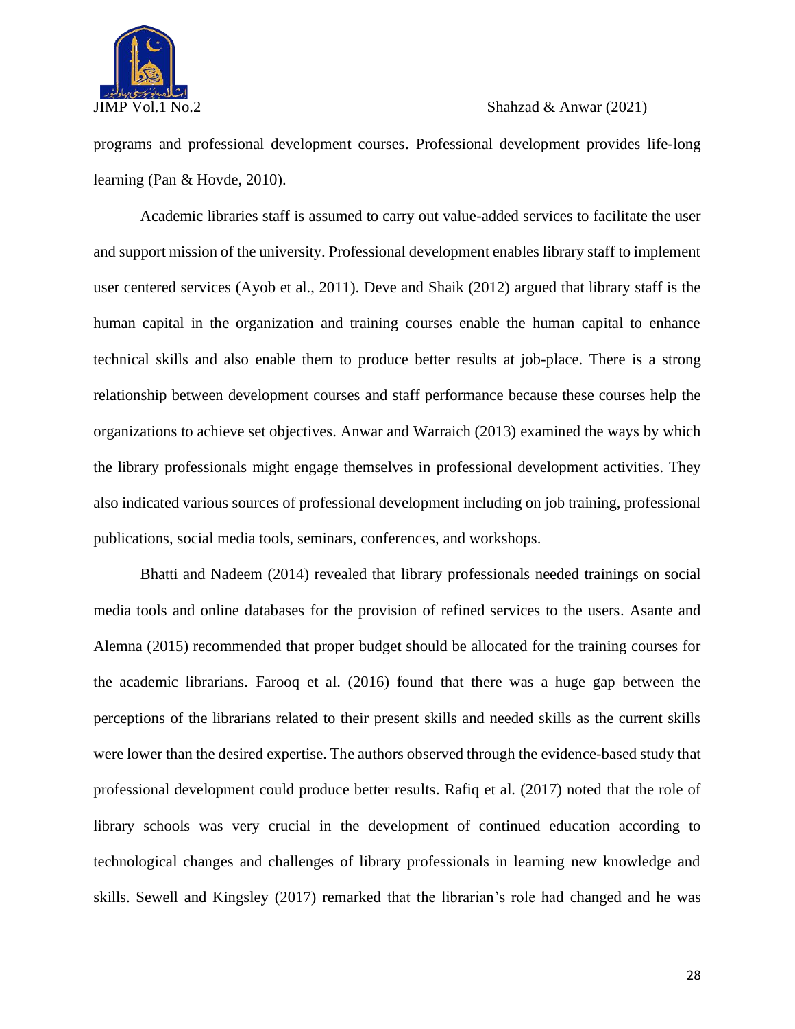programs and professional development courses. Professional development provides life-long learning (Pan & Hovde, 2010).

Academic libraries staff is assumed to carry out value-added services to facilitate the user and support mission of the university. Professional development enables library staff to implement user centered services (Ayob et al., 2011). Deve and Shaik (2012) argued that library staff is the human capital in the organization and training courses enable the human capital to enhance technical skills and also enable them to produce better results at job-place. There is a strong relationship between development courses and staff performance because these courses help the organizations to achieve set objectives. Anwar and Warraich (2013) examined the ways by which the library professionals might engage themselves in professional development activities. They also indicated various sources of professional development including on job training, professional publications, social media tools, seminars, conferences, and workshops.

Bhatti and Nadeem (2014) revealed that library professionals needed trainings on social media tools and online databases for the provision of refined services to the users. Asante and Alemna (2015) recommended that proper budget should be allocated for the training courses for the academic librarians. Farooq et al. (2016) found that there was a huge gap between the perceptions of the librarians related to their present skills and needed skills as the current skills were lower than the desired expertise. The authors observed through the evidence-based study that professional development could produce better results. Rafiq et al. (2017) noted that the role of library schools was very crucial in the development of continued education according to technological changes and challenges of library professionals in learning new knowledge and skills. Sewell and Kingsley (2017) remarked that the librarian's role had changed and he was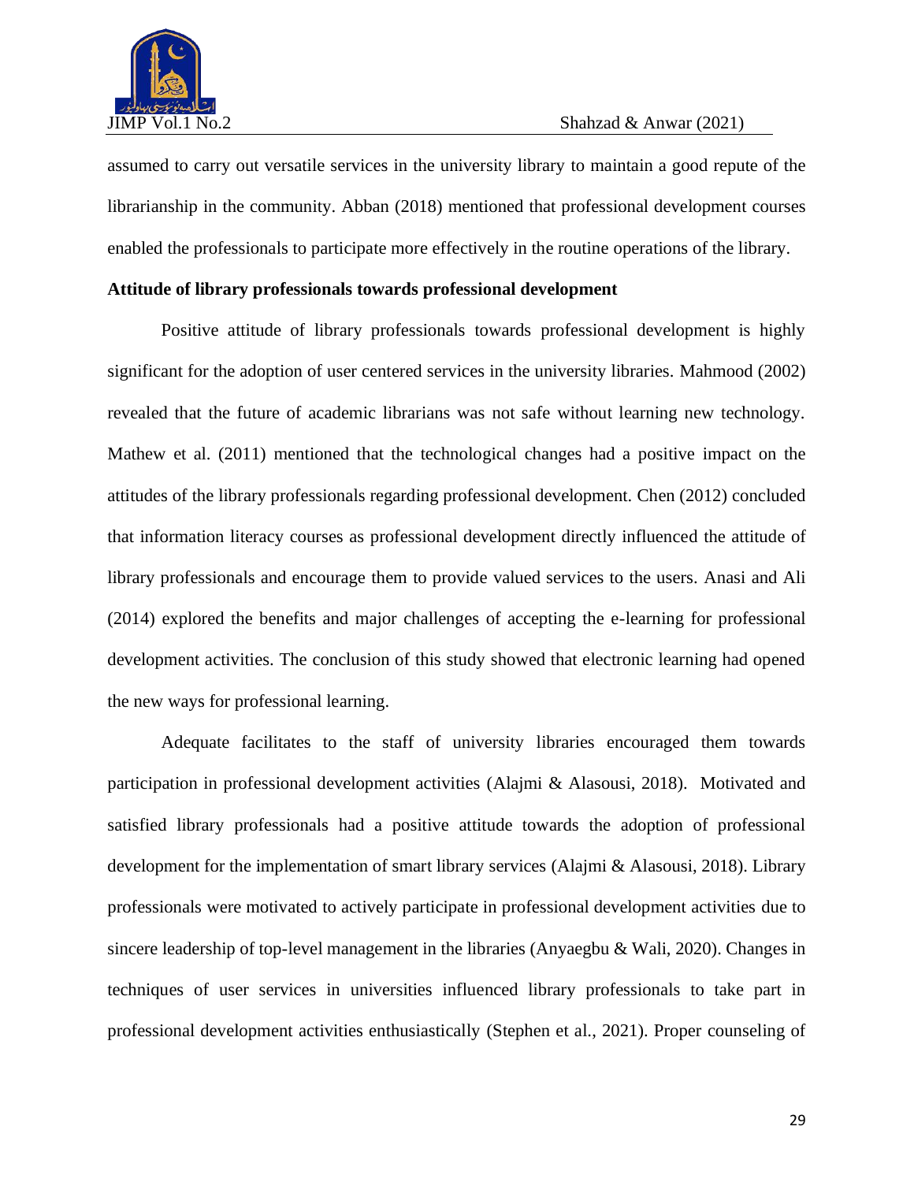assumed to carry out versatile services in the university library to maintain a good repute of the librarianship in the community. Abban (2018) mentioned that professional development courses enabled the professionals to participate more effectively in the routine operations of the library.

**Attitude of library professionals towards professional development**

Positive attitude of library professionals towards professional development is highly significant for the adoption of user centered services in the university libraries. Mahmood (2002) revealed that the future of academic librarians was not safe without learning new technology. Mathew et al. (2011) mentioned that the technological changes had a positive impact on the attitudes of the library professionals regarding professional development. Chen (2012) concluded that information literacy courses as professional development directly influenced the attitude of library professionals and encourage them to provide valued services to the users. Anasi and Ali (2014) explored the benefits and major challenges of accepting the e-learning for professional development activities. The conclusion of this study showed that electronic learning had opened the new ways for professional learning.

Adequate facilitates to the staff of university libraries encouraged them towards participation in professional development activities (Alajmi & Alasousi, 2018). Motivated and satisfied library professionals had a positive attitude towards the adoption of professional development for the implementation of smart library services (Alajmi & Alasousi, 2018). Library professionals were motivated to actively participate in professional development activities due to sincere leadership of top-level management in the libraries (Anyaegbu & Wali, 2020). Changes in techniques of user services in universities influenced library professionals to take part in professional development activities enthusiastically (Stephen et al., 2021). Proper counseling of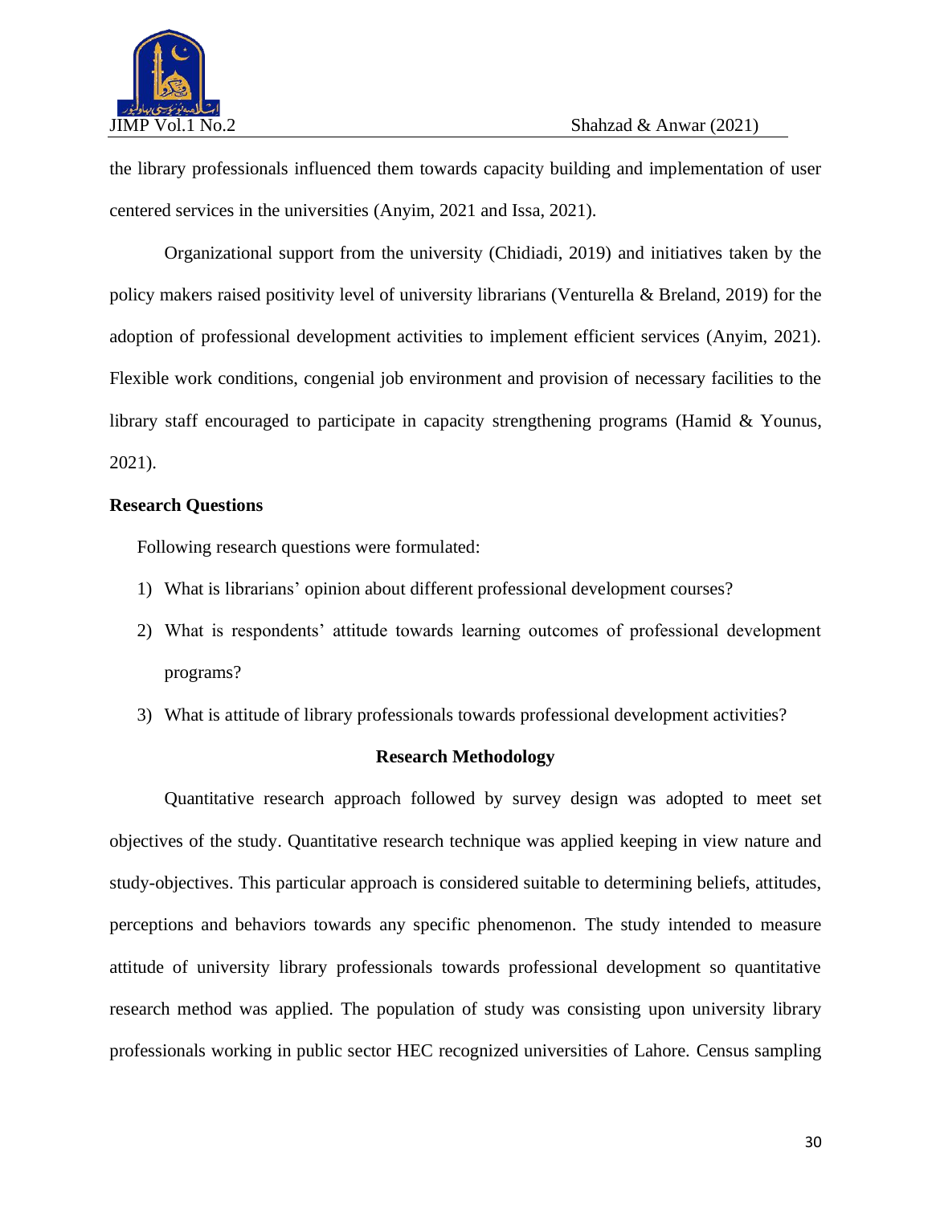the library professionals influenced them towards capacity building and implementation of user centered services in the universities (Anyim, 2021 and Issa, 2021).

Organizational support from the university (Chidiadi, 2019) and initiatives taken by the policy makers raised positivity level of university librarians (Venturella & Breland, 2019) for the adoption of professional development activities to implement efficient services (Anyim, 2021). Flexible work conditions, congenial job environment and provision of necessary facilities to the library staff encouraged to participate in capacity strengthening programs (Hamid & Younus, 2021).

### Research Questions

Following research questions were formulated:

1) What is librarians' opinion about different professional development courses?
2) What is respondents' attitude towards learning outcomes of professional development programs?
3) What is attitude of library professionals towards professional development activities?

## Research Methodology

Quantitative research approach followed by survey design was adopted to meet set objectives of the study. Quantitative research technique was applied keeping in view nature and study-objectives. This particular approach is considered suitable to determining beliefs, attitudes, perceptions and behaviors towards any specific phenomenon. The study intended to measure attitude of university library professionals towards professional development so quantitative research method was applied. The population of study was consisting upon university library professionals working in public sector HEC recognized universities of Lahore. Census sampling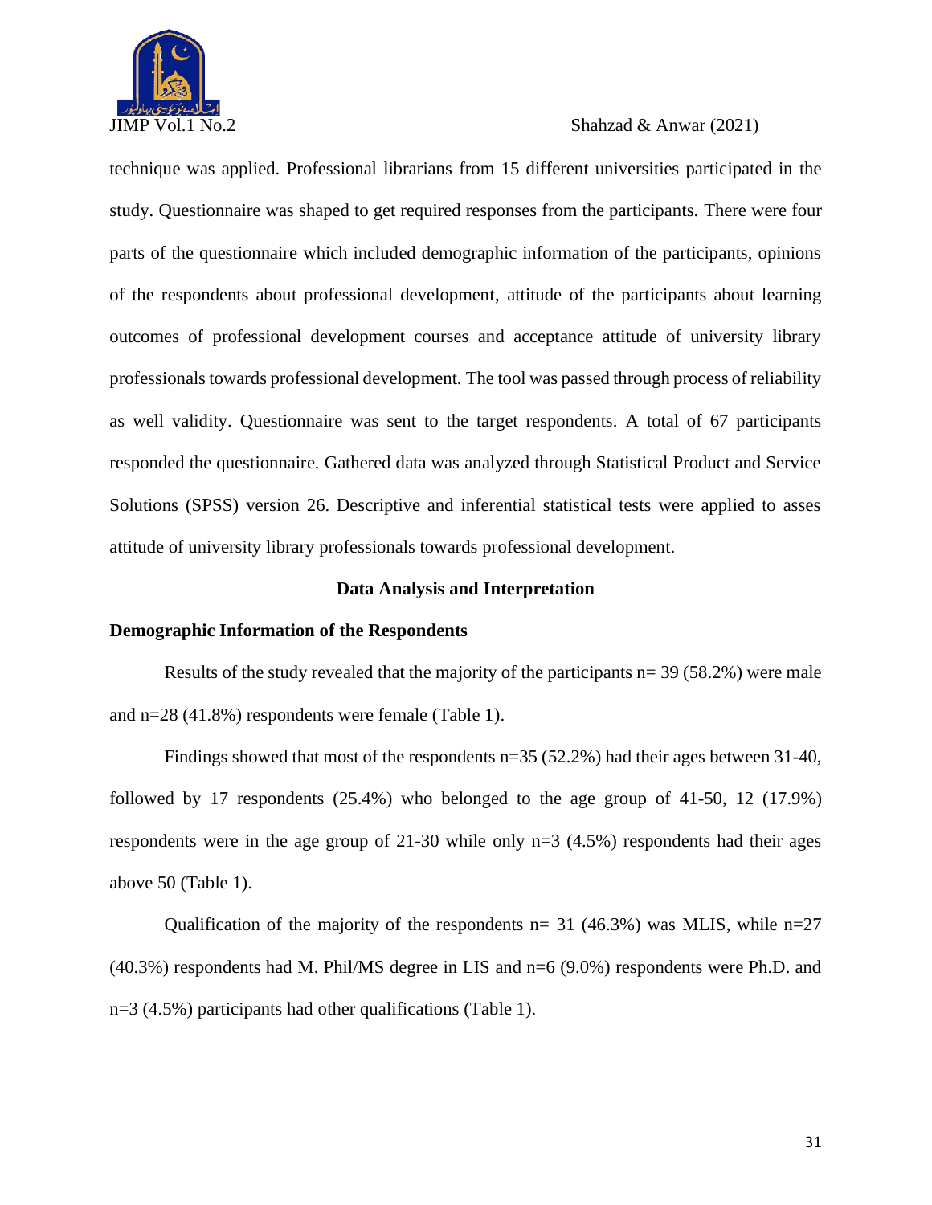technique was applied. Professional librarians from 15 different universities participated in the study. Questionnaire was shaped to get required responses from the participants. There were four parts of the questionnaire which included demographic information of the participants, opinions of the respondents about professional development, attitude of the participants about learning outcomes of professional development courses and acceptance attitude of university library professionals towards professional development. The tool was passed through process of reliability as well validity. Questionnaire was sent to the target respondents. A total of 67 participants responded the questionnaire. Gathered data was analyzed through Statistical Product and Service Solutions (SPSS) version 26. Descriptive and inferential statistical tests were applied to asses attitude of university library professionals towards professional development.

## Data Analysis and Interpretation

### Demographic Information of the Respondents

Results of the study revealed that the majority of the participants n= 39 (58.2%) were male and n=28 (41.8%) respondents were female (Table 1).

Findings showed that most of the respondents n=35 (52.2%) had their ages between 31-40, followed by 17 respondents (25.4%) who belonged to the age group of 41-50, 12 (17.9%) respondents were in the age group of 21-30 while only n=3 (4.5%) respondents had their ages above 50 (Table 1).

Qualification of the majority of the respondents n= 31 (46.3%) was MLIS, while n=27 (40.3%) respondents had M. Phil/MS degree in LIS and n=6 (9.0%) respondents were Ph.D. and n=3 (4.5%) participants had other qualifications (Table 1).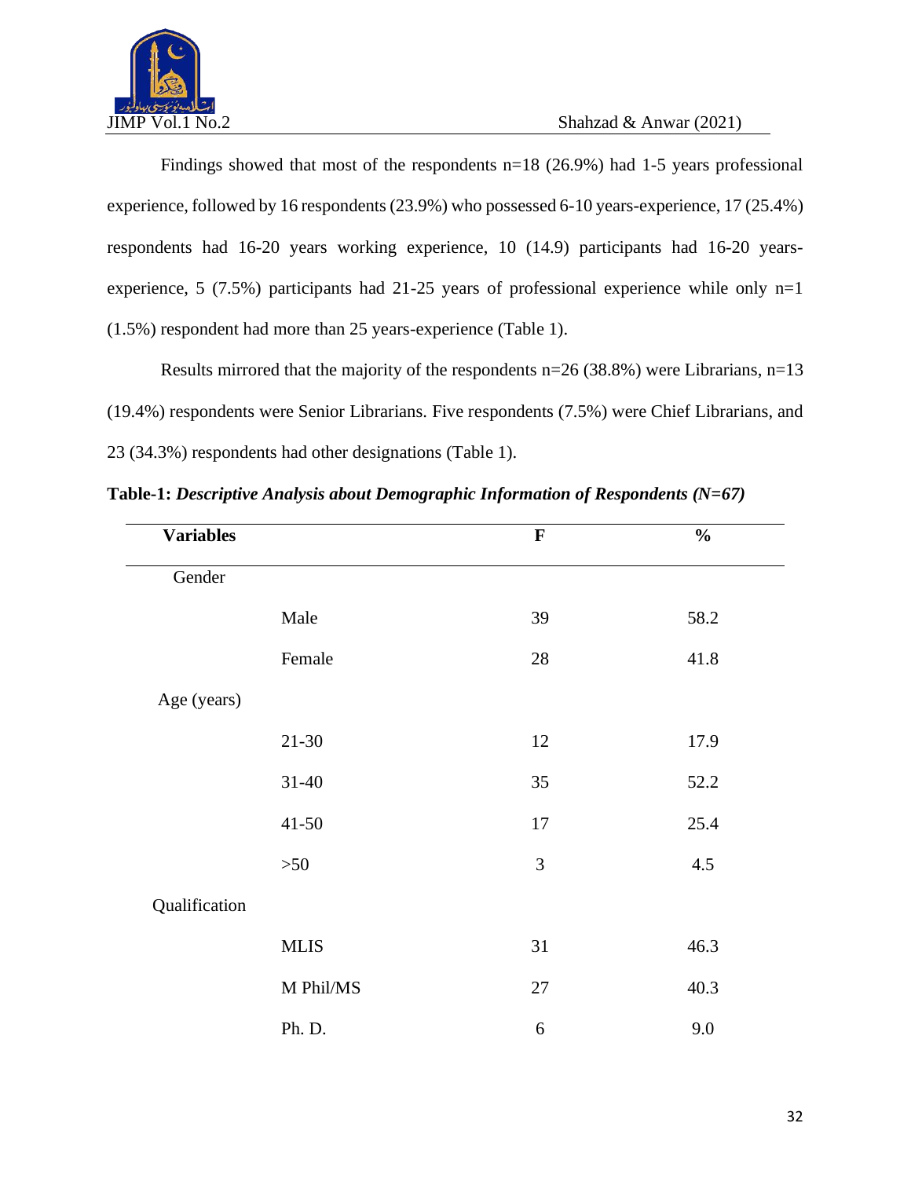Findings showed that most of the respondents n=18 (26.9%) had 1-5 years professional experience, followed by 16 respondents (23.9%) who possessed 6-10 years-experience, 17 (25.4%) respondents had 16-20 years working experience, 10 (14.9) participants had 16-20 years-experience, 5 (7.5%) participants had 21-25 years of professional experience while only n=1 (1.5%) respondent had more than 25 years-experience (Table 1).

Results mirrored that the majority of the respondents n=26 (38.8%) were Librarians, n=13 (19.4%) respondents were Senior Librarians. Five respondents (7.5%) were Chief Librarians, and 23 (34.3%) respondents had other designations (Table 1).

**Table-1:** ***Descriptive Analysis about Demographic Information of Respondents (N=67)***

| **Variables** | | **F** | **%** |
|---|---|---|---|
| Gender | | | |
| | Male | 39 | 58.2 |
| | Female | 28 | 41.8 |
| Age (years) | | | |
| | 21-30 | 12 | 17.9 |
| | 31-40 | 35 | 52.2 |
| | 41-50 | 17 | 25.4 |
| | >50 | 3 | 4.5 |
| Qualification | | | |
| | MLIS | 31 | 46.3 |
| | M Phil/MS | 27 | 40.3 |
| | Ph. D. | 6 | 9.0 |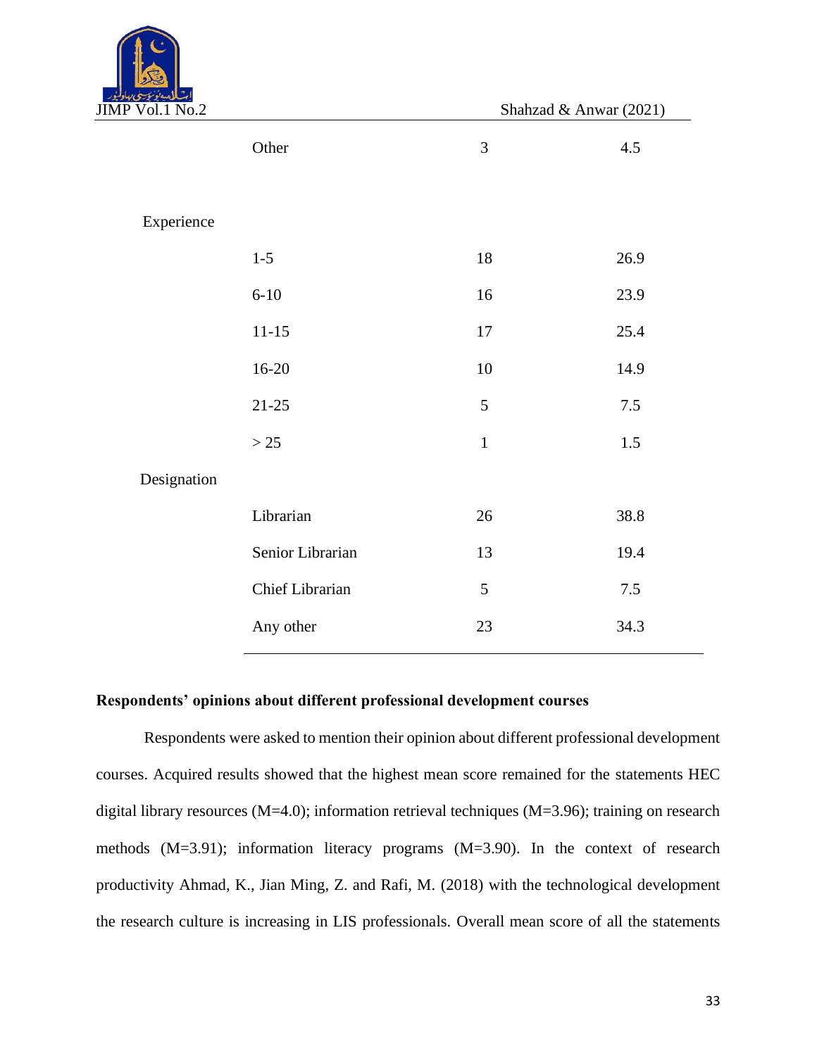| | | | |
|---|---|---|---|
| | Other | 3 | 4.5 |
| Experience | | | |
| | 1-5 | 18 | 26.9 |
| | 6-10 | 16 | 23.9 |
| | 11-15 | 17 | 25.4 |
| | 16-20 | 10 | 14.9 |
| | 21-25 | 5 | 7.5 |
| | > 25 | 1 | 1.5 |
| Designation | | | |
| | Librarian | 26 | 38.8 |
| | Senior Librarian | 13 | 19.4 |
| | Chief Librarian | 5 | 7.5 |
| | Any other | 23 | 34.3 |

**Respondents' opinions about different professional development courses**

Respondents were asked to mention their opinion about different professional development courses. Acquired results showed that the highest mean score remained for the statements HEC digital library resources (M=4.0); information retrieval techniques (M=3.96); training on research methods (M=3.91); information literacy programs (M=3.90). In the context of research productivity Ahmad, K., Jian Ming, Z. and Rafi, M. (2018) with the technological development the research culture is increasing in LIS professionals. Overall mean score of all the statements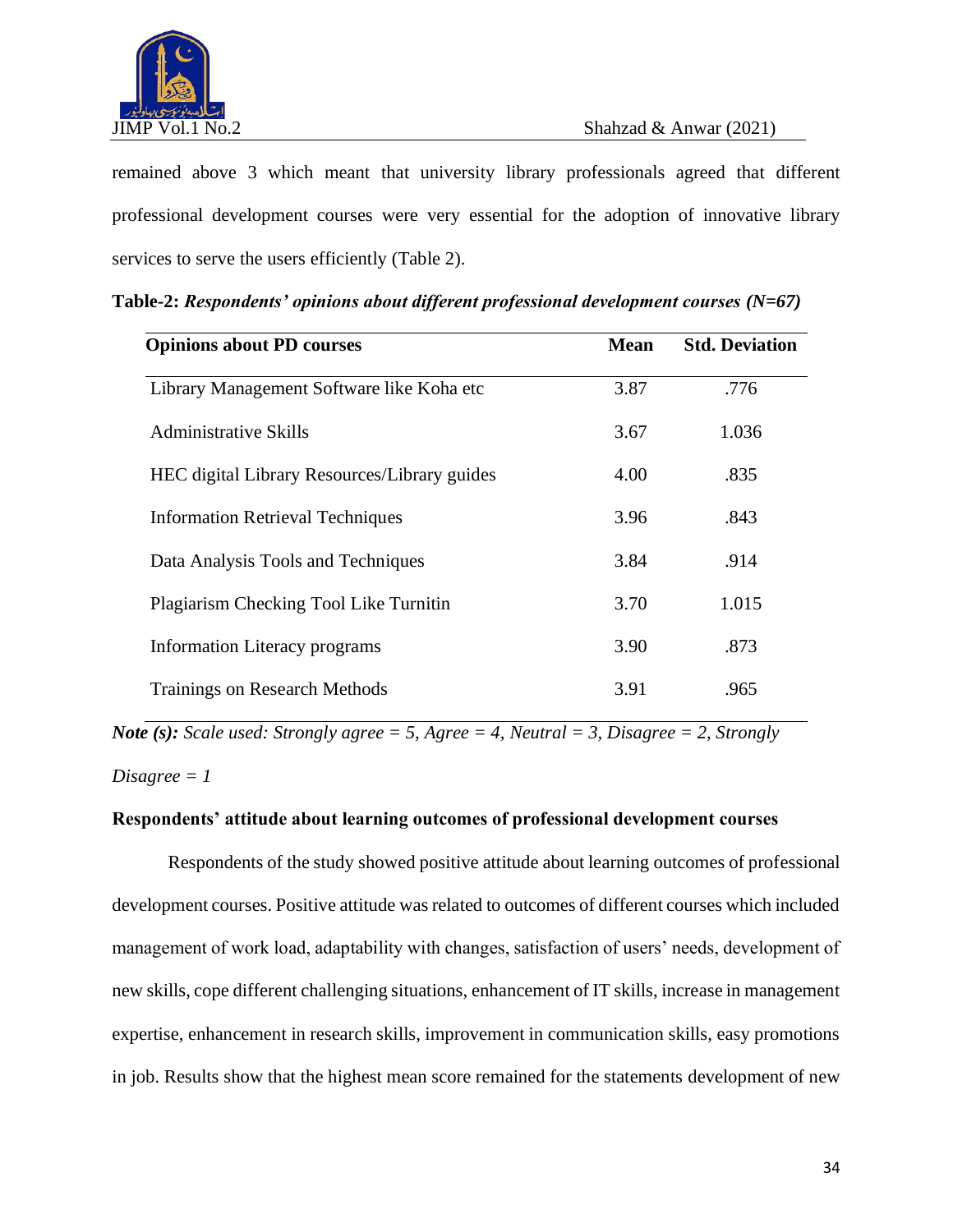remained above 3 which meant that university library professionals agreed that different professional development courses were very essential for the adoption of innovative library services to serve the users efficiently (Table 2).

**Table-2:** ***Respondents' opinions about different professional development courses (N=67)***

| Opinions about PD courses | Mean | Std. Deviation |
|---|---|---|
| Library Management Software like Koha etc | 3.87 | .776 |
| Administrative Skills | 3.67 | 1.036 |
| HEC digital Library Resources/Library guides | 4.00 | .835 |
| Information Retrieval Techniques | 3.96 | .843 |
| Data Analysis Tools and Techniques | 3.84 | .914 |
| Plagiarism Checking Tool Like Turnitin | 3.70 | 1.015 |
| Information Literacy programs | 3.90 | .873 |
| Trainings on Research Methods | 3.91 | .965 |

***Note (s):*** *Scale used: Strongly agree = 5, Agree = 4, Neutral = 3, Disagree = 2, Strongly Disagree = 1*

**Respondents' attitude about learning outcomes of professional development courses**

Respondents of the study showed positive attitude about learning outcomes of professional development courses. Positive attitude was related to outcomes of different courses which included management of work load, adaptability with changes, satisfaction of users' needs, development of new skills, cope different challenging situations, enhancement of IT skills, increase in management expertise, enhancement in research skills, improvement in communication skills, easy promotions in job. Results show that the highest mean score remained for the statements development of new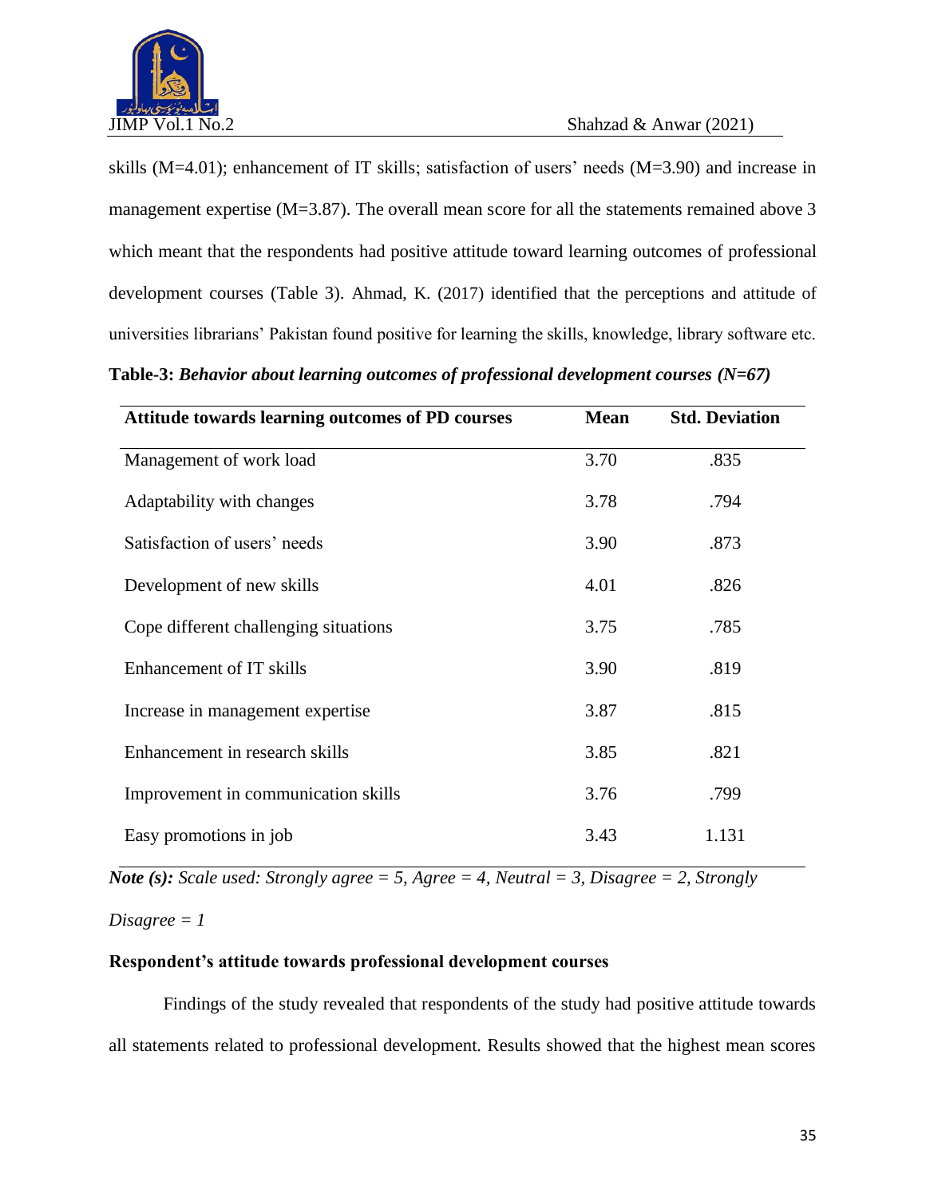skills (M=4.01); enhancement of IT skills; satisfaction of users' needs (M=3.90) and increase in management expertise (M=3.87). The overall mean score for all the statements remained above 3 which meant that the respondents had positive attitude toward learning outcomes of professional development courses (Table 3). Ahmad, K. (2017) identified that the perceptions and attitude of universities librarians' Pakistan found positive for learning the skills, knowledge, library software etc.

**Table-3:** ***Behavior about learning outcomes of professional development courses (N=67)***

| Attitude towards learning outcomes of PD courses | Mean | Std. Deviation |
|---|---|---|
| Management of work load | 3.70 | .835 |
| Adaptability with changes | 3.78 | .794 |
| Satisfaction of users' needs | 3.90 | .873 |
| Development of new skills | 4.01 | .826 |
| Cope different challenging situations | 3.75 | .785 |
| Enhancement of IT skills | 3.90 | .819 |
| Increase in management expertise | 3.87 | .815 |
| Enhancement in research skills | 3.85 | .821 |
| Improvement in communication skills | 3.76 | .799 |
| Easy promotions in job | 3.43 | 1.131 |

***Note (s):*** *Scale used: Strongly agree = 5, Agree = 4, Neutral = 3, Disagree = 2, Strongly Disagree = 1*

**Respondent's attitude towards professional development courses**

Findings of the study revealed that respondents of the study had positive attitude towards all statements related to professional development. Results showed that the highest mean scores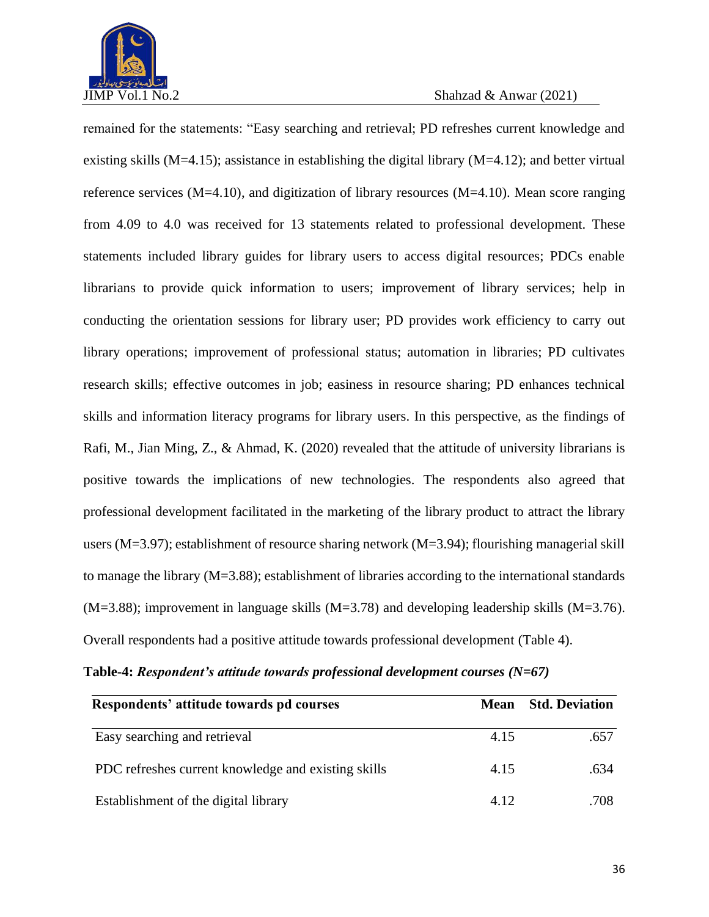remained for the statements: "Easy searching and retrieval; PD refreshes current knowledge and existing skills (M=4.15); assistance in establishing the digital library (M=4.12); and better virtual reference services (M=4.10), and digitization of library resources (M=4.10). Mean score ranging from 4.09 to 4.0 was received for 13 statements related to professional development. These statements included library guides for library users to access digital resources; PDCs enable librarians to provide quick information to users; improvement of library services; help in conducting the orientation sessions for library user; PD provides work efficiency to carry out library operations; improvement of professional status; automation in libraries; PD cultivates research skills; effective outcomes in job; easiness in resource sharing; PD enhances technical skills and information literacy programs for library users. In this perspective, as the findings of Rafi, M., Jian Ming, Z., & Ahmad, K. (2020) revealed that the attitude of university librarians is positive towards the implications of new technologies. The respondents also agreed that professional development facilitated in the marketing of the library product to attract the library users (M=3.97); establishment of resource sharing network (M=3.94); flourishing managerial skill to manage the library (M=3.88); establishment of libraries according to the international standards (M=3.88); improvement in language skills (M=3.78) and developing leadership skills (M=3.76). Overall respondents had a positive attitude towards professional development (Table 4).

**Table-4:** ***Respondent's attitude towards professional development courses (N=67)***

| Respondents' attitude towards pd courses | Mean | Std. Deviation |
|---|---|---|
| Easy searching and retrieval | 4.15 | .657 |
| PDC refreshes current knowledge and existing skills | 4.15 | .634 |
| Establishment of the digital library | 4.12 | .708 |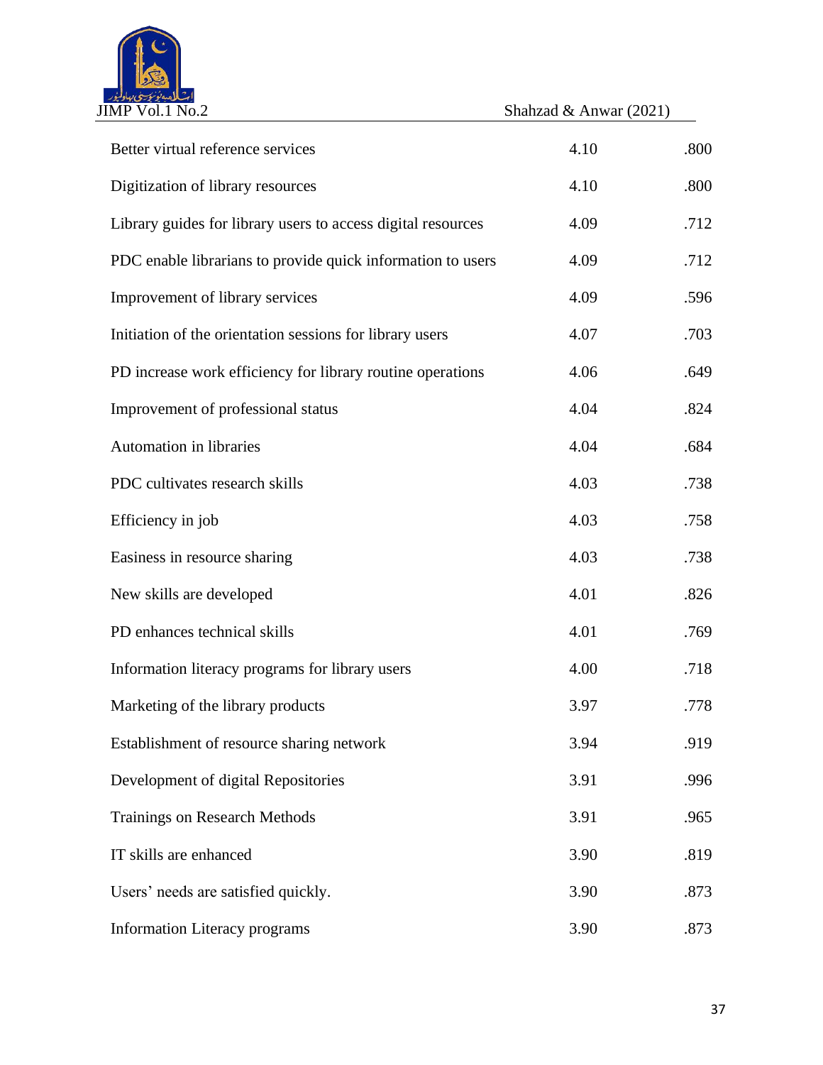| | | |
|---|---|---|
| Better virtual reference services | 4.10 | .800 |
| Digitization of library resources | 4.10 | .800 |
| Library guides for library users to access digital resources | 4.09 | .712 |
| PDC enable librarians to provide quick information to users | 4.09 | .712 |
| Improvement of library services | 4.09 | .596 |
| Initiation of the orientation sessions for library users | 4.07 | .703 |
| PD increase work efficiency for library routine operations | 4.06 | .649 |
| Improvement of professional status | 4.04 | .824 |
| Automation in libraries | 4.04 | .684 |
| PDC cultivates research skills | 4.03 | .738 |
| Efficiency in job | 4.03 | .758 |
| Easiness in resource sharing | 4.03 | .738 |
| New skills are developed | 4.01 | .826 |
| PD enhances technical skills | 4.01 | .769 |
| Information literacy programs for library users | 4.00 | .718 |
| Marketing of the library products | 3.97 | .778 |
| Establishment of resource sharing network | 3.94 | .919 |
| Development of digital Repositories | 3.91 | .996 |
| Trainings on Research Methods | 3.91 | .965 |
| IT skills are enhanced | 3.90 | .819 |
| Users' needs are satisfied quickly. | 3.90 | .873 |
| Information Literacy programs | 3.90 | .873 |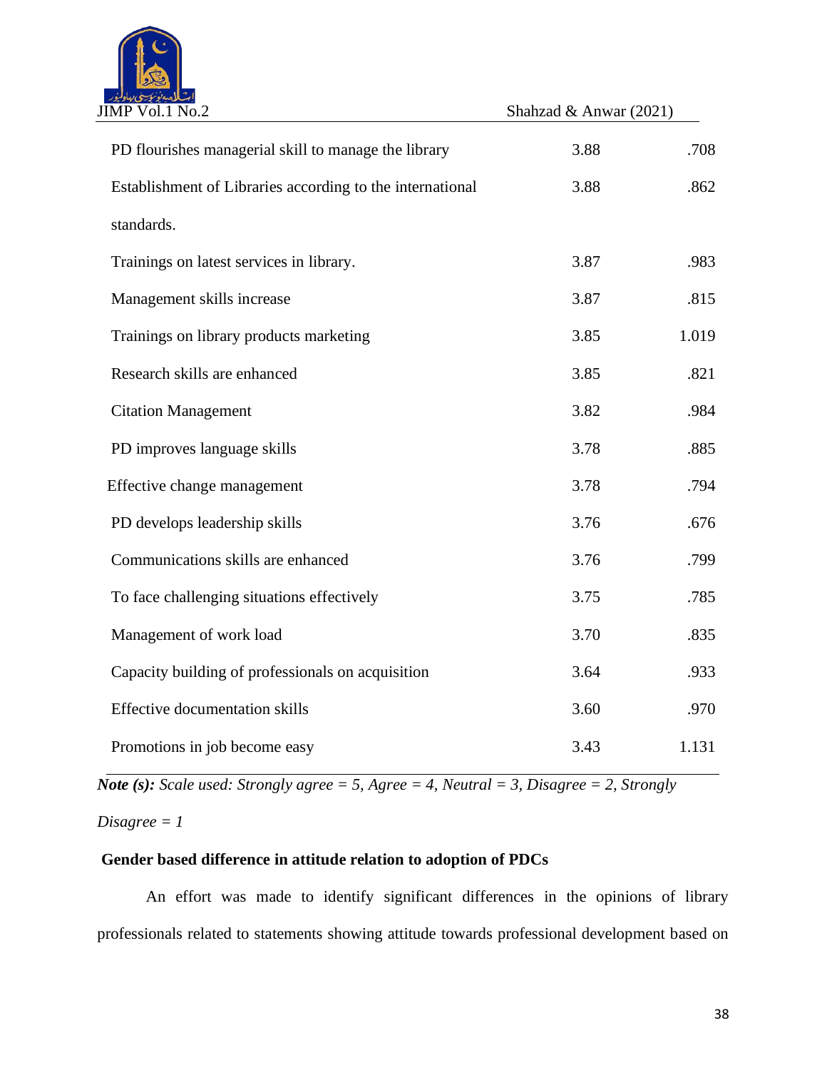| | | |
|---|---|---|
| PD flourishes managerial skill to manage the library | 3.88 | .708 |
| Establishment of Libraries according to the international standards. | 3.88 | .862 |
| Trainings on latest services in library. | 3.87 | .983 |
| Management skills increase | 3.87 | .815 |
| Trainings on library products marketing | 3.85 | 1.019 |
| Research skills are enhanced | 3.85 | .821 |
| Citation Management | 3.82 | .984 |
| PD improves language skills | 3.78 | .885 |
| Effective change management | 3.78 | .794 |
| PD develops leadership skills | 3.76 | .676 |
| Communications skills are enhanced | 3.76 | .799 |
| To face challenging situations effectively | 3.75 | .785 |
| Management of work load | 3.70 | .835 |
| Capacity building of professionals on acquisition | 3.64 | .933 |
| Effective documentation skills | 3.60 | .970 |
| Promotions in job become easy | 3.43 | 1.131 |

***Note (s):*** *Scale used: Strongly agree = 5, Agree = 4, Neutral = 3, Disagree = 2, Strongly Disagree = 1*

**Gender based difference in attitude relation to adoption of PDCs**

An effort was made to identify significant differences in the opinions of library professionals related to statements showing attitude towards professional development based on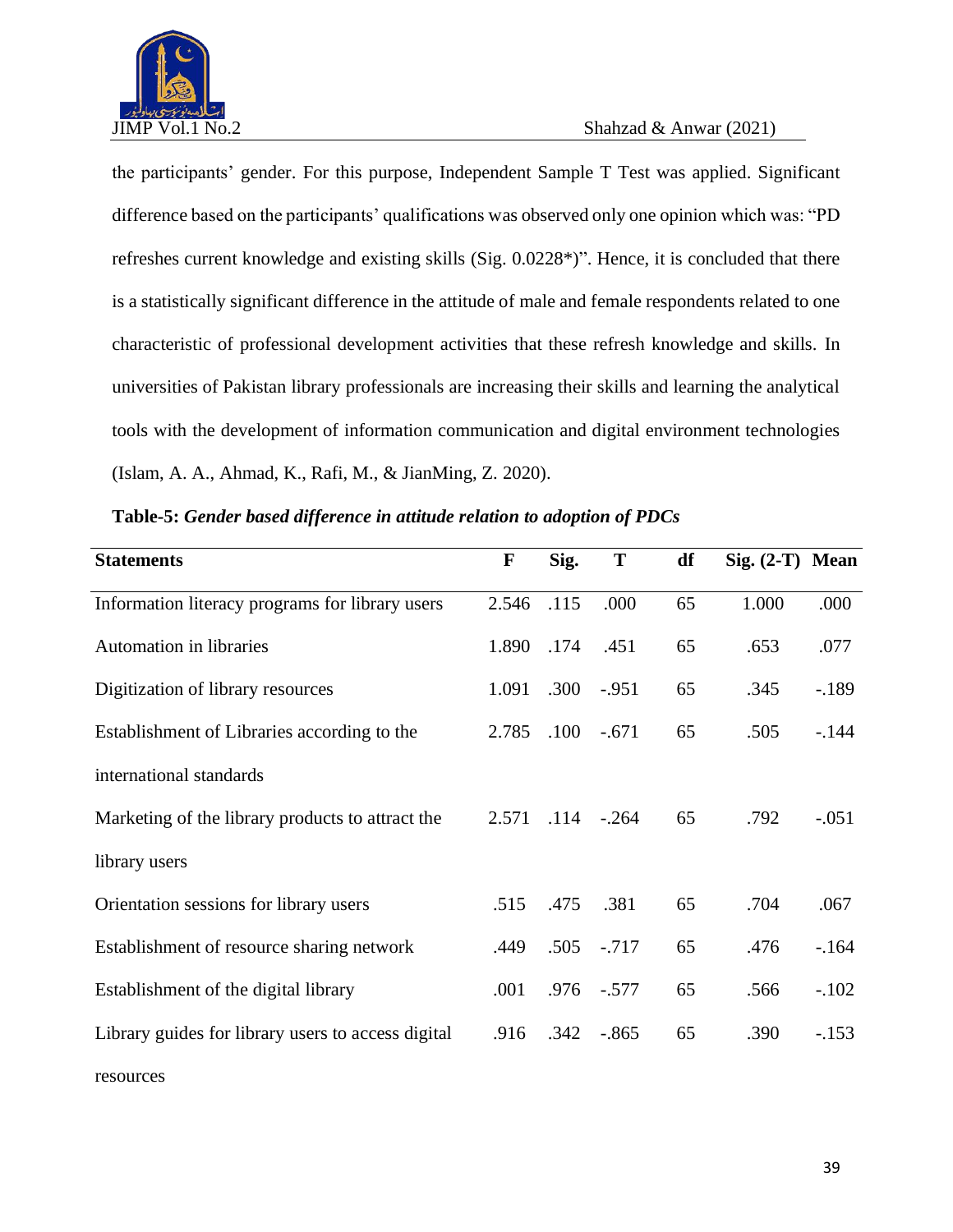the participants' gender. For this purpose, Independent Sample T Test was applied. Significant difference based on the participants' qualifications was observed only one opinion which was: "PD refreshes current knowledge and existing skills (Sig. 0.0228*)". Hence, it is concluded that there is a statistically significant difference in the attitude of male and female respondents related to one characteristic of professional development activities that these refresh knowledge and skills. In universities of Pakistan library professionals are increasing their skills and learning the analytical tools with the development of information communication and digital environment technologies (Islam, A. A., Ahmad, K., Rafi, M., & JianMing, Z. 2020).

**Table-5:** ***Gender based difference in attitude relation to adoption of PDCs***

| Statements | F | Sig. | T | df | Sig. (2-T) | Mean |
|---|---|---|---|---|---|---|
| Information literacy programs for library users | 2.546 | .115 | .000 | 65 | 1.000 | .000 |
| Automation in libraries | 1.890 | .174 | .451 | 65 | .653 | .077 |
| Digitization of library resources | 1.091 | .300 | -.951 | 65 | .345 | -.189 |
| Establishment of Libraries according to the international standards | 2.785 | .100 | -.671 | 65 | .505 | -.144 |
| Marketing of the library products to attract the library users | 2.571 | .114 | -.264 | 65 | .792 | -.051 |
| Orientation sessions for library users | .515 | .475 | .381 | 65 | .704 | .067 |
| Establishment of resource sharing network | .449 | .505 | -.717 | 65 | .476 | -.164 |
| Establishment of the digital library | .001 | .976 | -.577 | 65 | .566 | -.102 |
| Library guides for library users to access digital resources | .916 | .342 | -.865 | 65 | .390 | -.153 |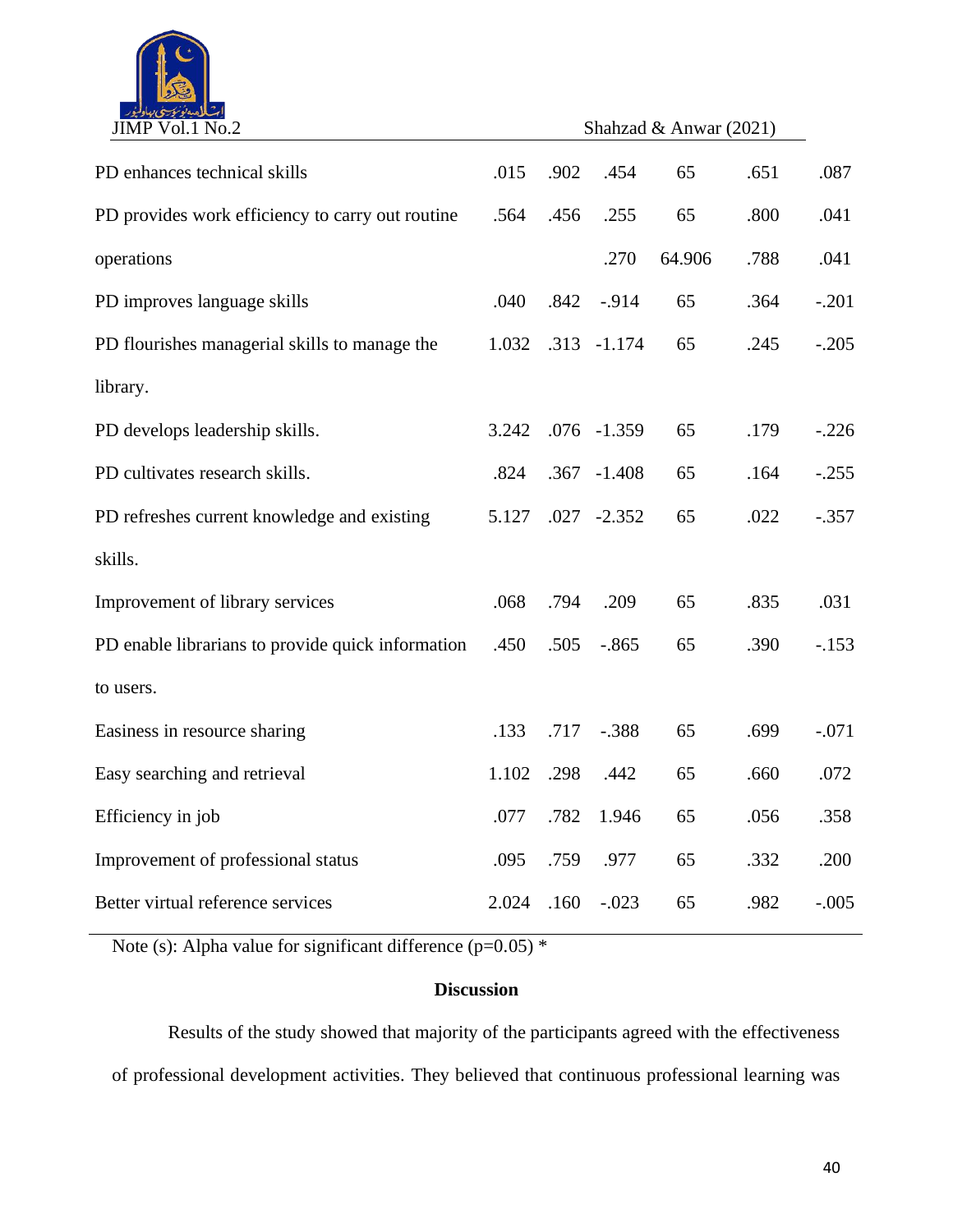| | | | | | | |
|---|---|---|---|---|---|---|
| PD enhances technical skills | .015 | .902 | .454 | 65 | .651 | .087 |
| PD provides work efficiency to carry out routine | .564 | .456 | .255 | 65 | .800 | .041 |
| operations | | | .270 | 64.906 | .788 | .041 |
| PD improves language skills | .040 | .842 | -.914 | 65 | .364 | -.201 |
| PD flourishes managerial skills to manage the library. | 1.032 | .313 | -1.174 | 65 | .245 | -.205 |
| PD develops leadership skills. | 3.242 | .076 | -1.359 | 65 | .179 | -.226 |
| PD cultivates research skills. | .824 | .367 | -1.408 | 65 | .164 | -.255 |
| PD refreshes current knowledge and existing skills. | 5.127 | .027 | -2.352 | 65 | .022 | -.357 |
| Improvement of library services | .068 | .794 | .209 | 65 | .835 | .031 |
| PD enable librarians to provide quick information to users. | .450 | .505 | -.865 | 65 | .390 | -.153 |
| Easiness in resource sharing | .133 | .717 | -.388 | 65 | .699 | -.071 |
| Easy searching and retrieval | 1.102 | .298 | .442 | 65 | .660 | .072 |
| Efficiency in job | .077 | .782 | 1.946 | 65 | .056 | .358 |
| Improvement of professional status | .095 | .759 | .977 | 65 | .332 | .200 |
| Better virtual reference services | 2.024 | .160 | -.023 | 65 | .982 | -.005 |

Note (s): Alpha value for significant difference (p=0.05) *

## Discussion

Results of the study showed that majority of the participants agreed with the effectiveness of professional development activities. They believed that continuous professional learning was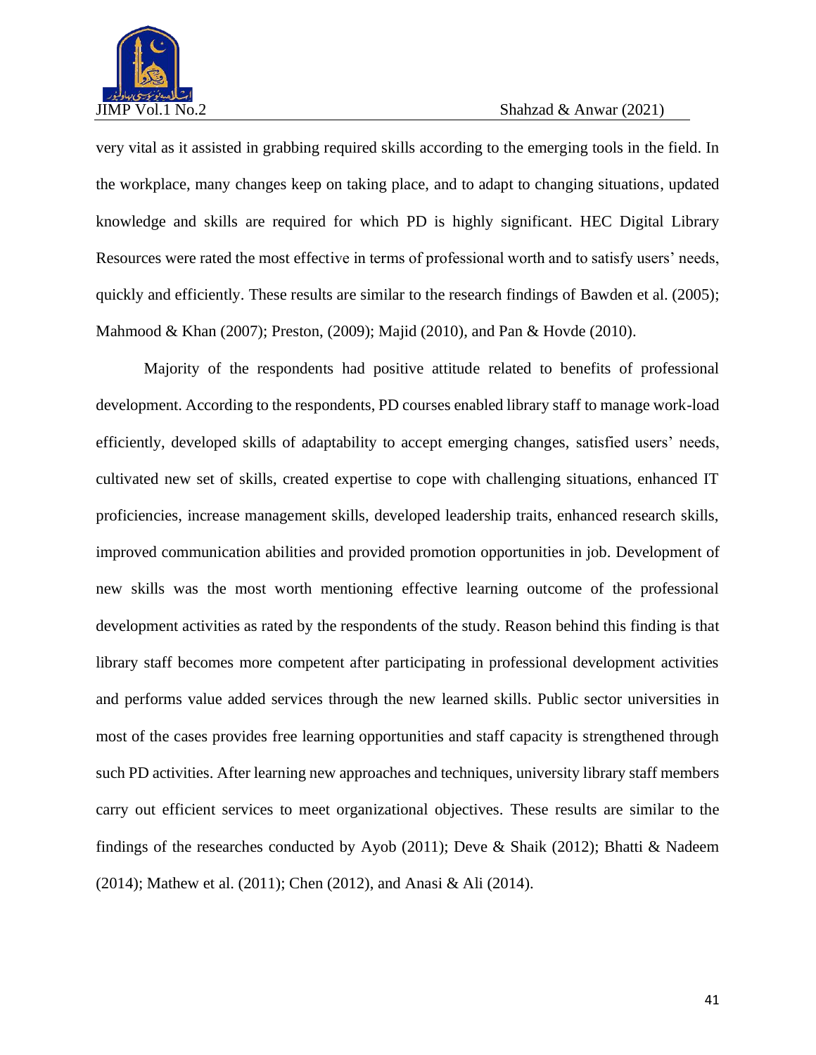very vital as it assisted in grabbing required skills according to the emerging tools in the field. In the workplace, many changes keep on taking place, and to adapt to changing situations, updated knowledge and skills are required for which PD is highly significant. HEC Digital Library Resources were rated the most effective in terms of professional worth and to satisfy users' needs, quickly and efficiently. These results are similar to the research findings of Bawden et al. (2005); Mahmood & Khan (2007); Preston, (2009); Majid (2010), and Pan & Hovde (2010).

Majority of the respondents had positive attitude related to benefits of professional development. According to the respondents, PD courses enabled library staff to manage work-load efficiently, developed skills of adaptability to accept emerging changes, satisfied users' needs, cultivated new set of skills, created expertise to cope with challenging situations, enhanced IT proficiencies, increase management skills, developed leadership traits, enhanced research skills, improved communication abilities and provided promotion opportunities in job. Development of new skills was the most worth mentioning effective learning outcome of the professional development activities as rated by the respondents of the study. Reason behind this finding is that library staff becomes more competent after participating in professional development activities and performs value added services through the new learned skills. Public sector universities in most of the cases provides free learning opportunities and staff capacity is strengthened through such PD activities. After learning new approaches and techniques, university library staff members carry out efficient services to meet organizational objectives. These results are similar to the findings of the researches conducted by Ayob (2011); Deve & Shaik (2012); Bhatti & Nadeem (2014); Mathew et al. (2011); Chen (2012), and Anasi & Ali (2014).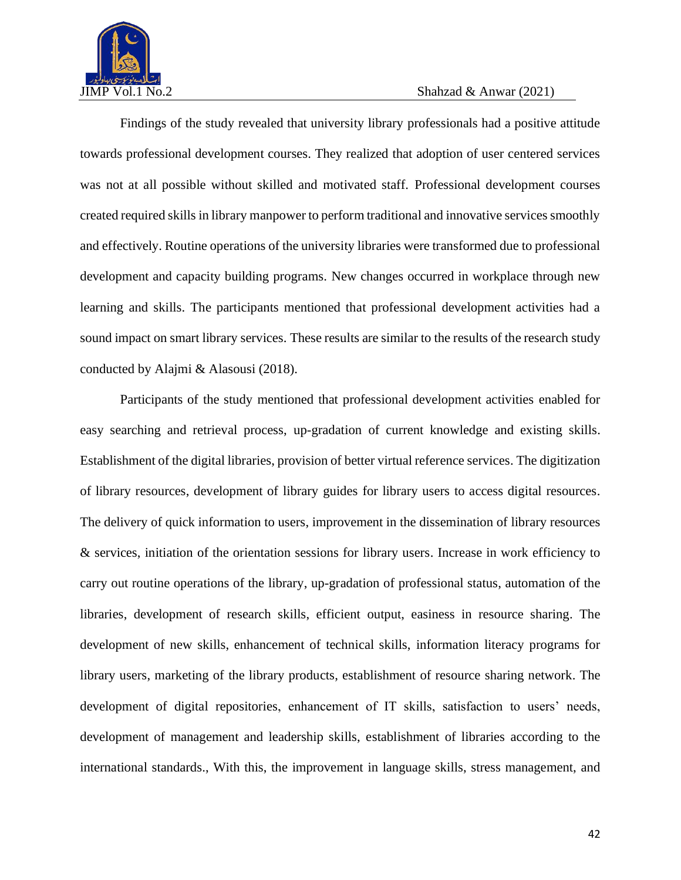Findings of the study revealed that university library professionals had a positive attitude towards professional development courses. They realized that adoption of user centered services was not at all possible without skilled and motivated staff. Professional development courses created required skills in library manpower to perform traditional and innovative services smoothly and effectively. Routine operations of the university libraries were transformed due to professional development and capacity building programs. New changes occurred in workplace through new learning and skills. The participants mentioned that professional development activities had a sound impact on smart library services. These results are similar to the results of the research study conducted by Alajmi & Alasousi (2018).

Participants of the study mentioned that professional development activities enabled for easy searching and retrieval process, up-gradation of current knowledge and existing skills. Establishment of the digital libraries, provision of better virtual reference services. The digitization of library resources, development of library guides for library users to access digital resources. The delivery of quick information to users, improvement in the dissemination of library resources & services, initiation of the orientation sessions for library users. Increase in work efficiency to carry out routine operations of the library, up-gradation of professional status, automation of the libraries, development of research skills, efficient output, easiness in resource sharing. The development of new skills, enhancement of technical skills, information literacy programs for library users, marketing of the library products, establishment of resource sharing network. The development of digital repositories, enhancement of IT skills, satisfaction to users' needs, development of management and leadership skills, establishment of libraries according to the international standards., With this, the improvement in language skills, stress management, and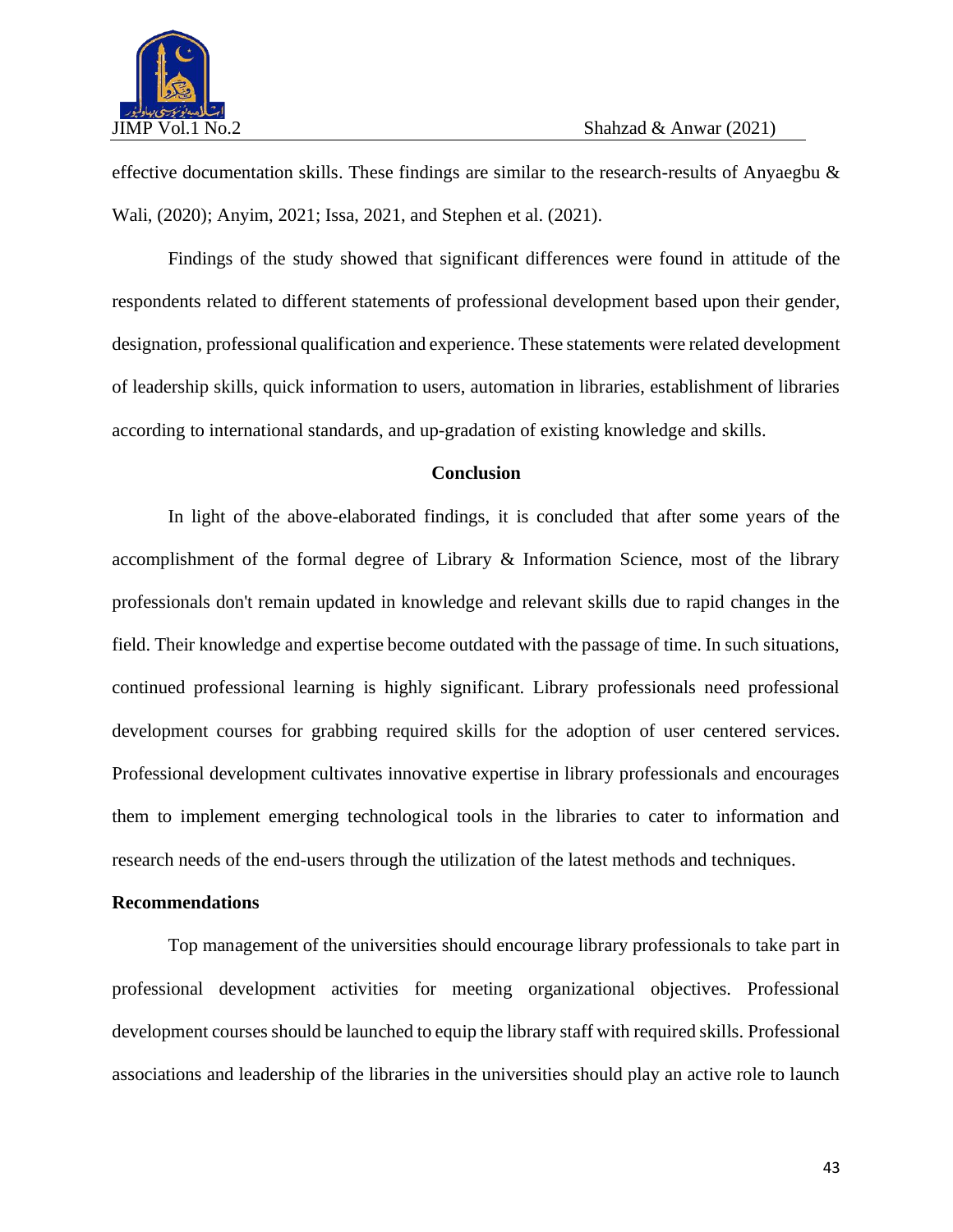effective documentation skills. These findings are similar to the research-results of Anyaegbu & Wali, (2020); Anyim, 2021; Issa, 2021, and Stephen et al. (2021).

Findings of the study showed that significant differences were found in attitude of the respondents related to different statements of professional development based upon their gender, designation, professional qualification and experience. These statements were related development of leadership skills, quick information to users, automation in libraries, establishment of libraries according to international standards, and up-gradation of existing knowledge and skills.

## Conclusion

In light of the above-elaborated findings, it is concluded that after some years of the accomplishment of the formal degree of Library & Information Science, most of the library professionals don't remain updated in knowledge and relevant skills due to rapid changes in the field. Their knowledge and expertise become outdated with the passage of time. In such situations, continued professional learning is highly significant. Library professionals need professional development courses for grabbing required skills for the adoption of user centered services. Professional development cultivates innovative expertise in library professionals and encourages them to implement emerging technological tools in the libraries to cater to information and research needs of the end-users through the utilization of the latest methods and techniques.

## Recommendations

Top management of the universities should encourage library professionals to take part in professional development activities for meeting organizational objectives. Professional development courses should be launched to equip the library staff with required skills. Professional associations and leadership of the libraries in the universities should play an active role to launch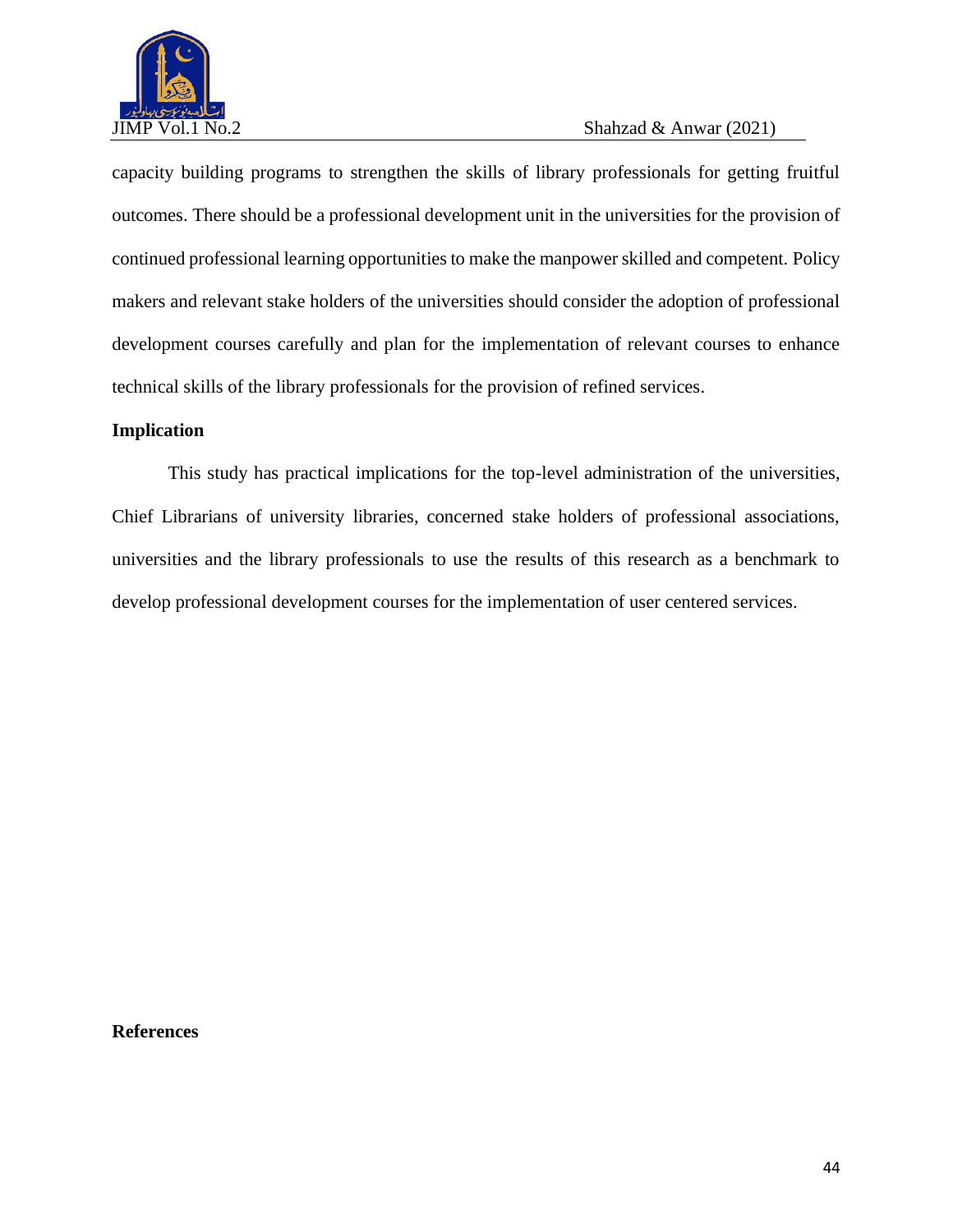capacity building programs to strengthen the skills of library professionals for getting fruitful outcomes. There should be a professional development unit in the universities for the provision of continued professional learning opportunities to make the manpower skilled and competent. Policy makers and relevant stake holders of the universities should consider the adoption of professional development courses carefully and plan for the implementation of relevant courses to enhance technical skills of the library professionals for the provision of refined services.

## Implication

This study has practical implications for the top-level administration of the universities, Chief Librarians of university libraries, concerned stake holders of professional associations, universities and the library professionals to use the results of this research as a benchmark to develop professional development courses for the implementation of user centered services.

## References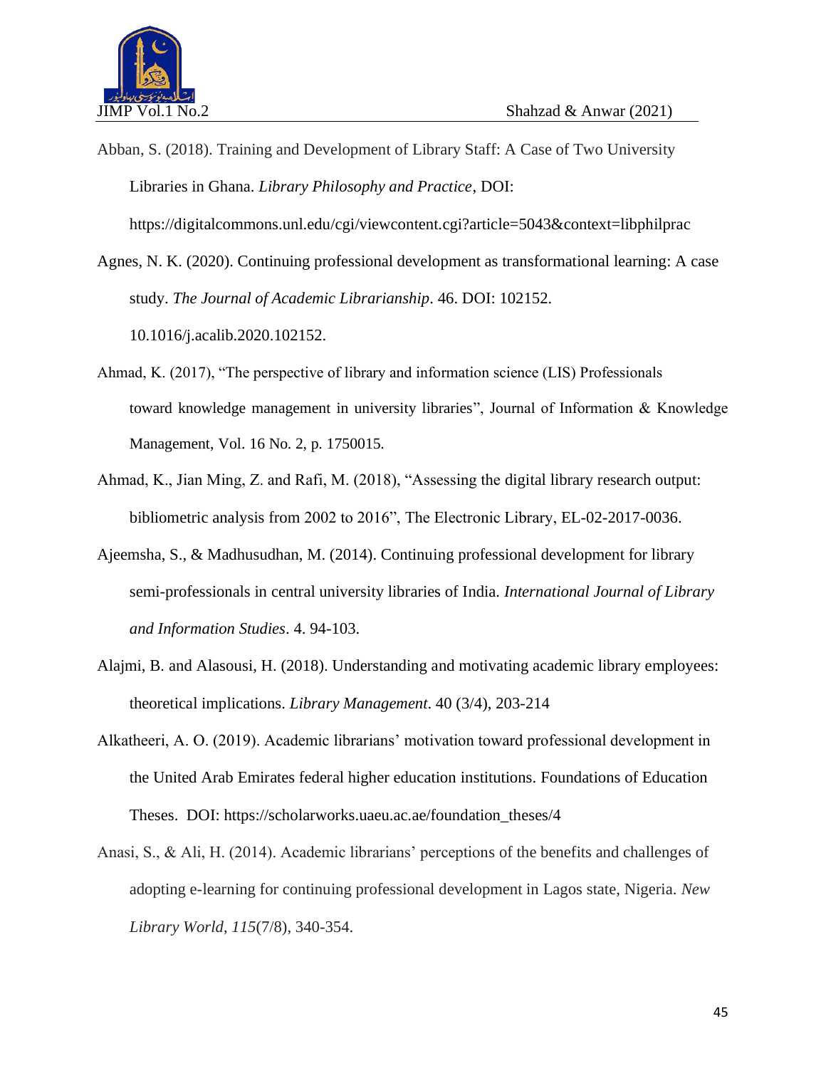Abban, S. (2018). Training and Development of Library Staff: A Case of Two University Libraries in Ghana. *Library Philosophy and Practice*, DOI: https://digitalcommons.unl.edu/cgi/viewcontent.cgi?article=5043&context=libphilprac

Agnes, N. K. (2020). Continuing professional development as transformational learning: A case study. *The Journal of Academic Librarianship*. 46. DOI: 102152. 10.1016/j.acalib.2020.102152.

Ahmad, K. (2017), "The perspective of library and information science (LIS) Professionals toward knowledge management in university libraries", Journal of Information & Knowledge Management, Vol. 16 No. 2, p. 1750015.

Ahmad, K., Jian Ming, Z. and Rafi, M. (2018), "Assessing the digital library research output: bibliometric analysis from 2002 to 2016", The Electronic Library, EL-02-2017-0036.

Ajeemsha, S., & Madhusudhan, M. (2014). Continuing professional development for library semi-professionals in central university libraries of India. *International Journal of Library and Information Studies*. 4. 94-103.

Alajmi, B. and Alasousi, H. (2018). Understanding and motivating academic library employees: theoretical implications. *Library Management*. 40 (3/4), 203-214

Alkatheeri, A. O. (2019). Academic librarians' motivation toward professional development in the United Arab Emirates federal higher education institutions. Foundations of Education Theses. DOI: https://scholarworks.uaeu.ac.ae/foundation_theses/4

Anasi, S., & Ali, H. (2014). Academic librarians' perceptions of the benefits and challenges of adopting e-learning for continuing professional development in Lagos state, Nigeria. *New Library World*, *115*(7/8), 340-354.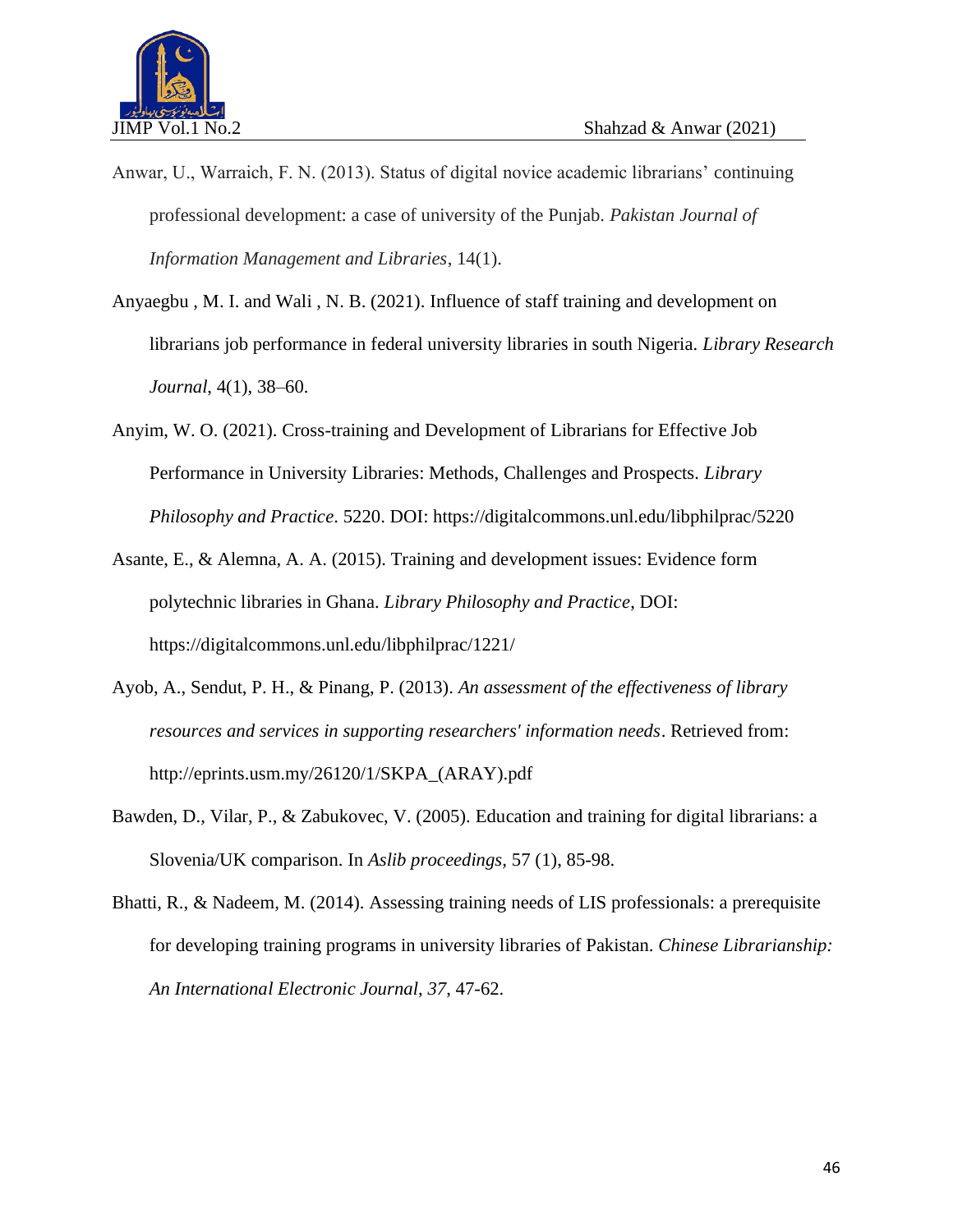Anwar, U., Warraich, F. N. (2013). Status of digital novice academic librarians' continuing professional development: a case of university of the Punjab. *Pakistan Journal of Information Management and Libraries*, 14(1).

Anyaegbu , M. I. and Wali , N. B. (2021). Influence of staff training and development on librarians job performance in federal university libraries in south Nigeria. *Library Research Journal*, 4(1), 38–60.

Anyim, W. O. (2021). Cross-training and Development of Librarians for Effective Job Performance in University Libraries: Methods, Challenges and Prospects. *Library Philosophy and Practice*. 5220. DOI: https://digitalcommons.unl.edu/libphilprac/5220

Asante, E., & Alemna, A. A. (2015). Training and development issues: Evidence form polytechnic libraries in Ghana. *Library Philosophy and Practice*, DOI: https://digitalcommons.unl.edu/libphilprac/1221/

Ayob, A., Sendut, P. H., & Pinang, P. (2013). *An assessment of the effectiveness of library resources and services in supporting researchers' information needs*. Retrieved from: http://eprints.usm.my/26120/1/SKPA_(ARAY).pdf

Bawden, D., Vilar, P., & Zabukovec, V. (2005). Education and training for digital librarians: a Slovenia/UK comparison. In *Aslib proceedings*, 57 (1), 85-98.

Bhatti, R., & Nadeem, M. (2014). Assessing training needs of LIS professionals: a prerequisite for developing training programs in university libraries of Pakistan. *Chinese Librarianship: An International Electronic Journal*, *37*, 47-62.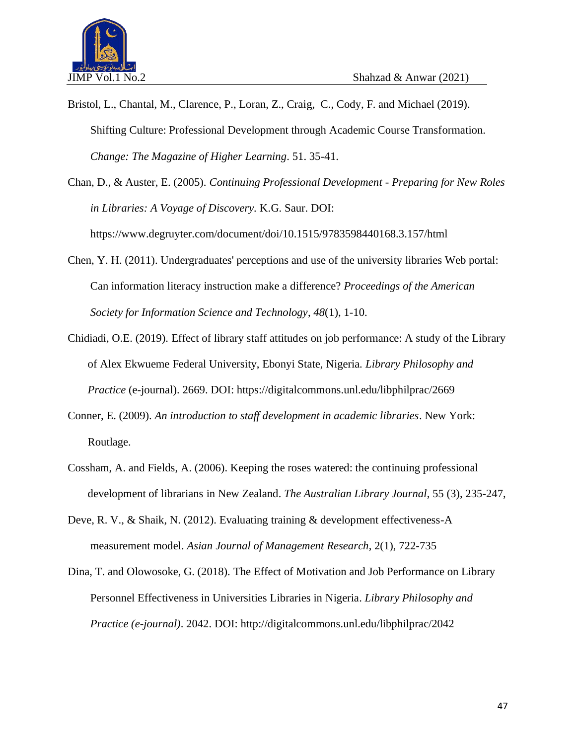Bristol, L., Chantal, M., Clarence, P., Loran, Z., Craig, C., Cody, F. and Michael (2019). Shifting Culture: Professional Development through Academic Course Transformation. *Change: The Magazine of Higher Learning*. 51. 35-41.

Chan, D., & Auster, E. (2005). *Continuing Professional Development - Preparing for New Roles in Libraries: A Voyage of Discovery*. K.G. Saur. DOI: https://www.degruyter.com/document/doi/10.1515/9783598440168.3.157/html

Chen, Y. H. (2011). Undergraduates' perceptions and use of the university libraries Web portal: Can information literacy instruction make a difference? *Proceedings of the American Society for Information Science and Technology*, *48*(1), 1-10.

Chidiadi, O.E. (2019). Effect of library staff attitudes on job performance: A study of the Library of Alex Ekwueme Federal University, Ebonyi State, Nigeria. *Library Philosophy and Practice* (e-journal). 2669. DOI: https://digitalcommons.unl.edu/libphilprac/2669

Conner, E. (2009). *An introduction to staff development in academic libraries*. New York: Routlage.

Cossham, A. and Fields, A. (2006). Keeping the roses watered: the continuing professional development of librarians in New Zealand. *The Australian Library Journal*, 55 (3), 235-247,

Deve, R. V., & Shaik, N. (2012). Evaluating training & development effectiveness-A measurement model. *Asian Journal of Management Research*, 2(1), 722-735

Dina, T. and Olowosoke, G. (2018). The Effect of Motivation and Job Performance on Library Personnel Effectiveness in Universities Libraries in Nigeria. *Library Philosophy and Practice (e-journal)*. 2042. DOI: http://digitalcommons.unl.edu/libphilprac/2042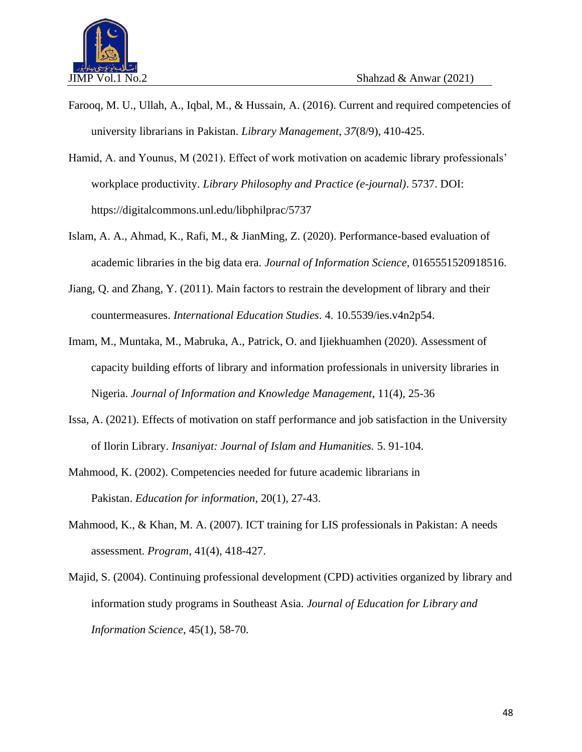Farooq, M. U., Ullah, A., Iqbal, M., & Hussain, A. (2016). Current and required competencies of university librarians in Pakistan. *Library Management*, *37*(8/9), 410-425.

Hamid, A. and Younus, M (2021). Effect of work motivation on academic library professionals' workplace productivity. *Library Philosophy and Practice (e-journal)*. 5737. DOI: https://digitalcommons.unl.edu/libphilprac/5737

Islam, A. A., Ahmad, K., Rafi, M., & JianMing, Z. (2020). Performance-based evaluation of academic libraries in the big data era. *Journal of Information Science*, 0165551520918516.

Jiang, Q. and Zhang, Y. (2011). Main factors to restrain the development of library and their countermeasures. *International Education Studies*. 4. 10.5539/ies.v4n2p54.

Imam, M., Muntaka, M., Mabruka, A., Patrick, O. and Ijiekhuamhen (2020). Assessment of capacity building efforts of library and information professionals in university libraries in Nigeria. *Journal of Information and Knowledge Management*, 11(4), 25-36

Issa, A. (2021). Effects of motivation on staff performance and job satisfaction in the University of Ilorin Library. *Insaniyat: Journal of Islam and Humanities.* 5. 91-104.

Mahmood, K. (2002). Competencies needed for future academic librarians in Pakistan. *Education for information*, 20(1), 27-43.

Mahmood, K., & Khan, M. A. (2007). ICT training for LIS professionals in Pakistan: A needs assessment. *Program*, 41(4), 418-427.

Majid, S. (2004). Continuing professional development (CPD) activities organized by library and information study programs in Southeast Asia. *Journal of Education for Library and Information Science*, 45(1), 58-70.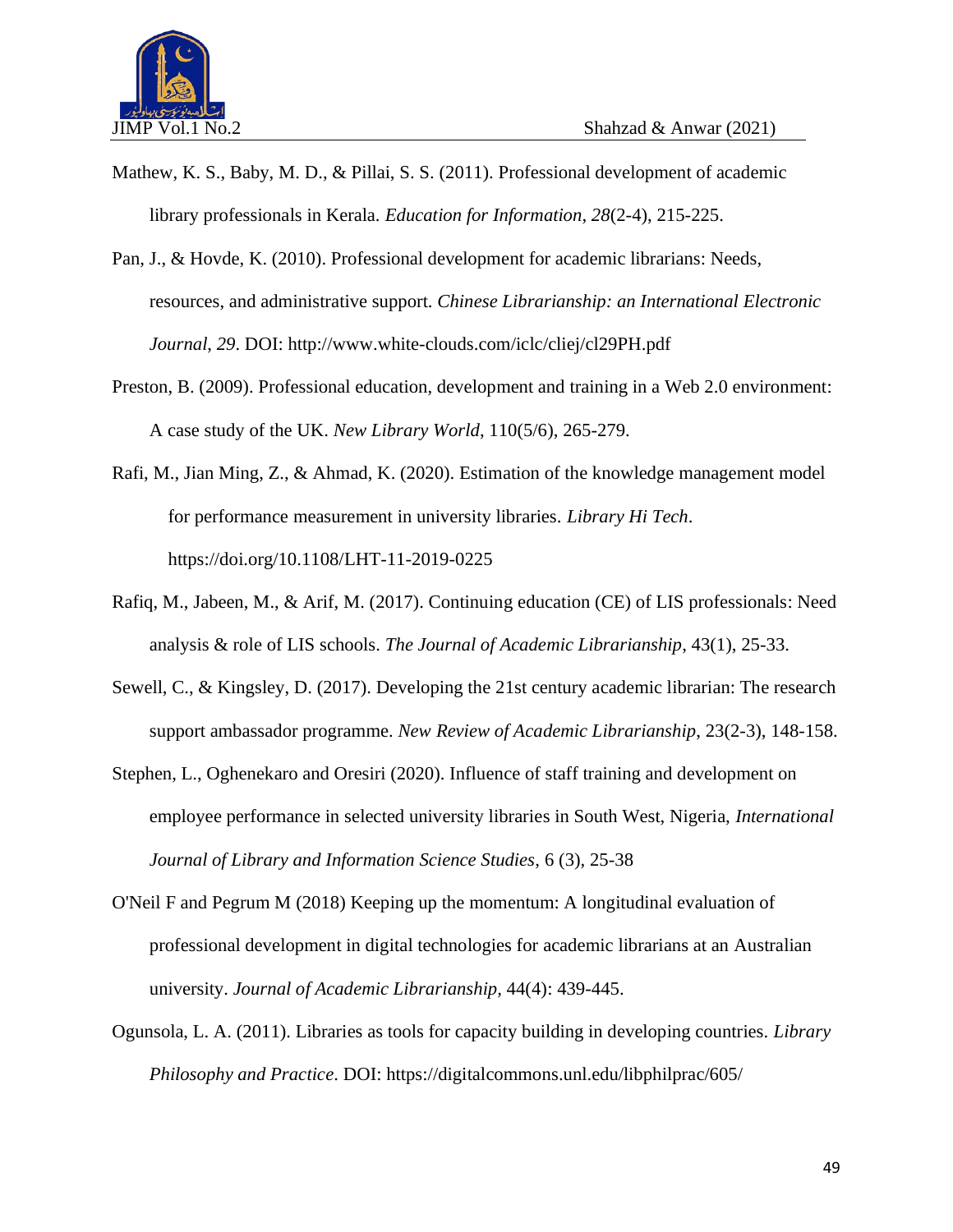Mathew, K. S., Baby, M. D., & Pillai, S. S. (2011). Professional development of academic library professionals in Kerala. *Education for Information*, *28*(2-4), 215-225.

Pan, J., & Hovde, K. (2010). Professional development for academic librarians: Needs, resources, and administrative support. *Chinese Librarianship: an International Electronic Journal*, *29*. DOI: http://www.white-clouds.com/iclc/cliej/cl29PH.pdf

Preston, B. (2009). Professional education, development and training in a Web 2.0 environment: A case study of the UK. *New Library World*, 110(5/6), 265-279.

Rafi, M., Jian Ming, Z., & Ahmad, K. (2020). Estimation of the knowledge management model for performance measurement in university libraries. *Library Hi Tech*. https://doi.org/10.1108/LHT-11-2019-0225

Rafiq, M., Jabeen, M., & Arif, M. (2017). Continuing education (CE) of LIS professionals: Need analysis & role of LIS schools. *The Journal of Academic Librarianship*, 43(1), 25-33.

Sewell, C., & Kingsley, D. (2017). Developing the 21st century academic librarian: The research support ambassador programme. *New Review of Academic Librarianship*, 23(2-3), 148-158.

Stephen, L., Oghenekaro and Oresiri (2020). Influence of staff training and development on employee performance in selected university libraries in South West, Nigeria, *International Journal of Library and Information Science Studies*, 6 (3), 25-38

O'Neil F and Pegrum M (2018) Keeping up the momentum: A longitudinal evaluation of professional development in digital technologies for academic librarians at an Australian university. *Journal of Academic Librarianship,* 44(4): 439-445.

Ogunsola, L. A. (2011). Libraries as tools for capacity building in developing countries. *Library Philosophy and Practice.* DOI: https://digitalcommons.unl.edu/libphilprac/605/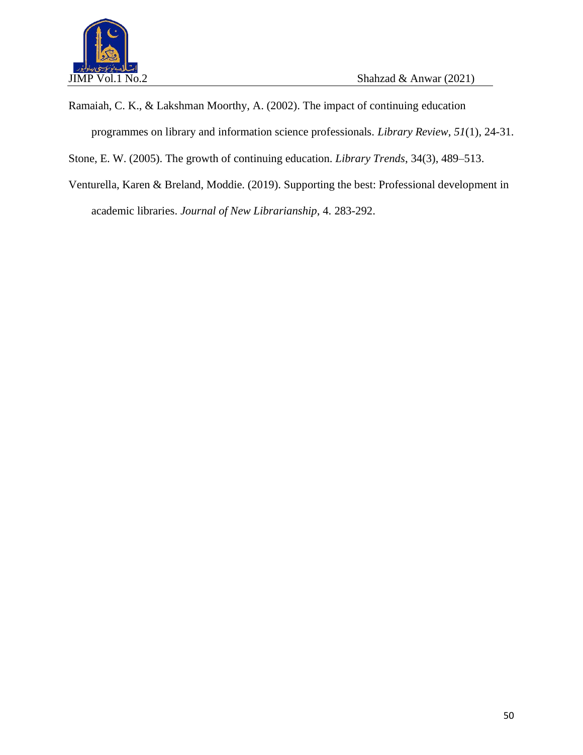Ramaiah, C. K., & Lakshman Moorthy, A. (2002). The impact of continuing education programmes on library and information science professionals. *Library Review*, *51*(1), 24-31.

Stone, E. W. (2005). The growth of continuing education. *Library Trends*, 34(3), 489–513.

Venturella, Karen & Breland, Moddie. (2019). Supporting the best: Professional development in academic libraries. *Journal of New Librarianship*, 4. 283-292.